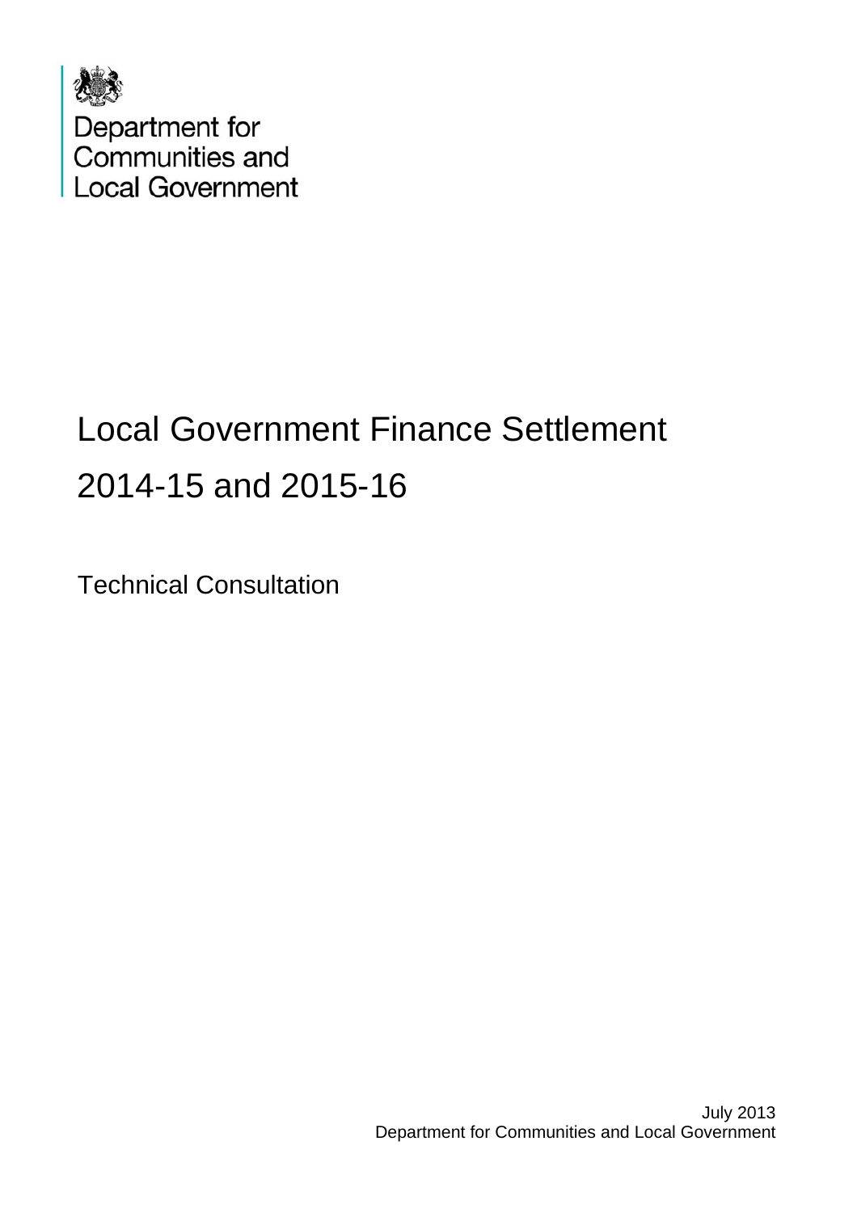Department for Communities and Local Government

# Local Government Finance Settlement 2014-15 and 2015-16

## Technical Consultation

July 2013
Department for Communities and Local Government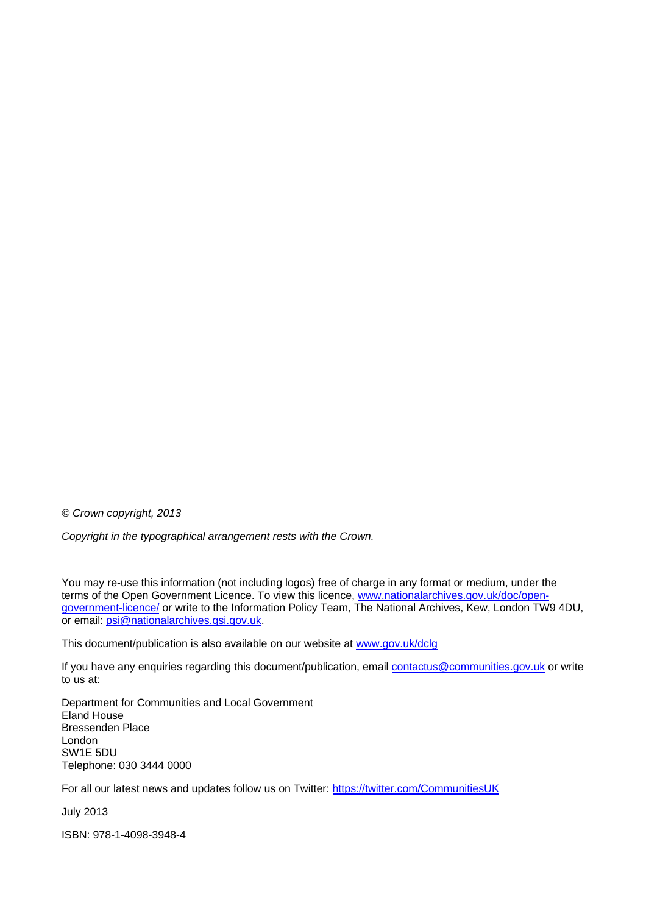*© Crown copyright, 2013*

*Copyright in the typographical arrangement rests with the Crown.*

You may re-use this information (not including logos) free of charge in any format or medium, under the terms of the Open Government Licence. To view this licence, www.nationalarchives.gov.uk/doc/open-government-licence/ or write to the Information Policy Team, The National Archives, Kew, London TW9 4DU, or email: psi@nationalarchives.gsi.gov.uk.

This document/publication is also available on our website at www.gov.uk/dclg

If you have any enquiries regarding this document/publication, email contactus@communities.gov.uk or write to us at:

Department for Communities and Local Government
Eland House
Bressenden Place
London
SW1E 5DU
Telephone: 030 3444 0000

For all our latest news and updates follow us on Twitter: https://twitter.com/CommunitiesUK

July 2013

ISBN: 978-1-4098-3948-4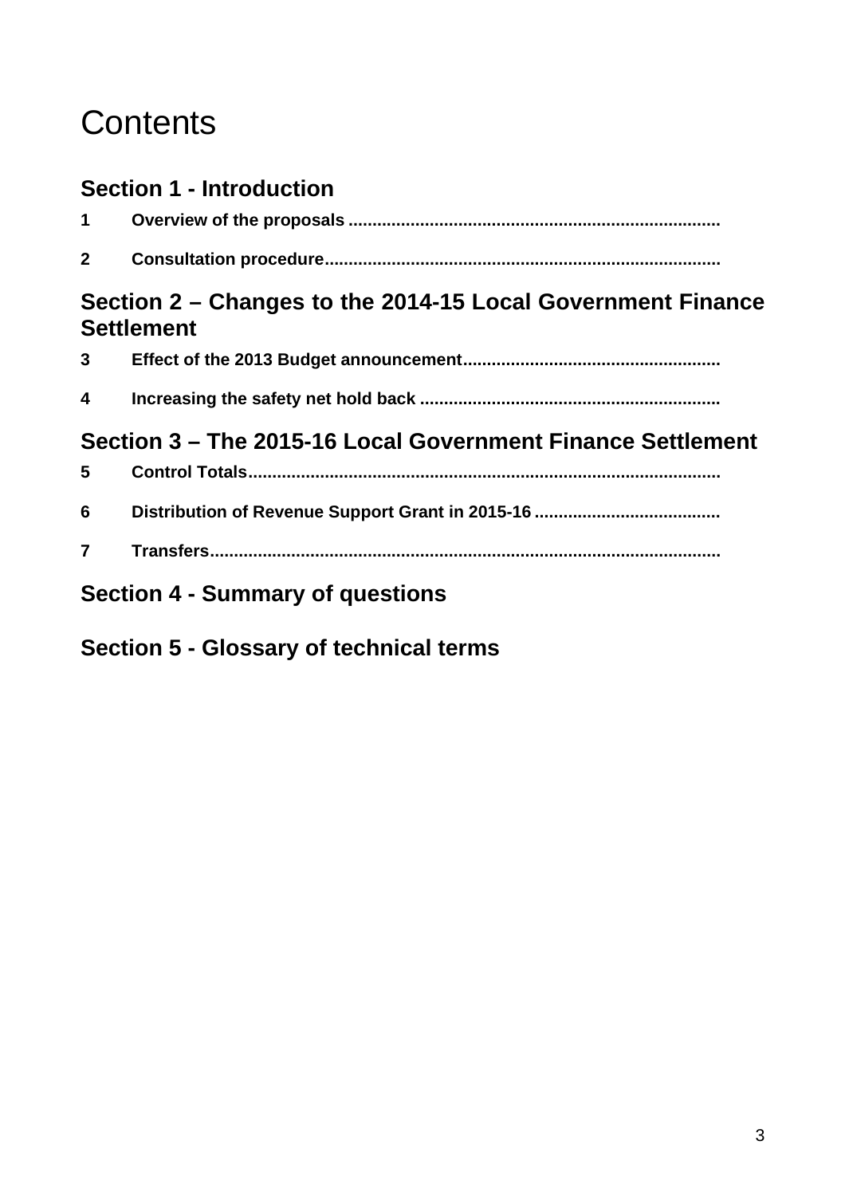# Contents

## Section 1 - Introduction

**1 Overview of the proposals**

**2 Consultation procedure**

## Section 2 – Changes to the 2014-15 Local Government Finance Settlement

**3 Effect of the 2013 Budget announcement**

**4 Increasing the safety net hold back**

## Section 3 – The 2015-16 Local Government Finance Settlement

**5 Control Totals**

**6 Distribution of Revenue Support Grant in 2015-16**

**7 Transfers**

## Section 4 - Summary of questions

## Section 5 - Glossary of technical terms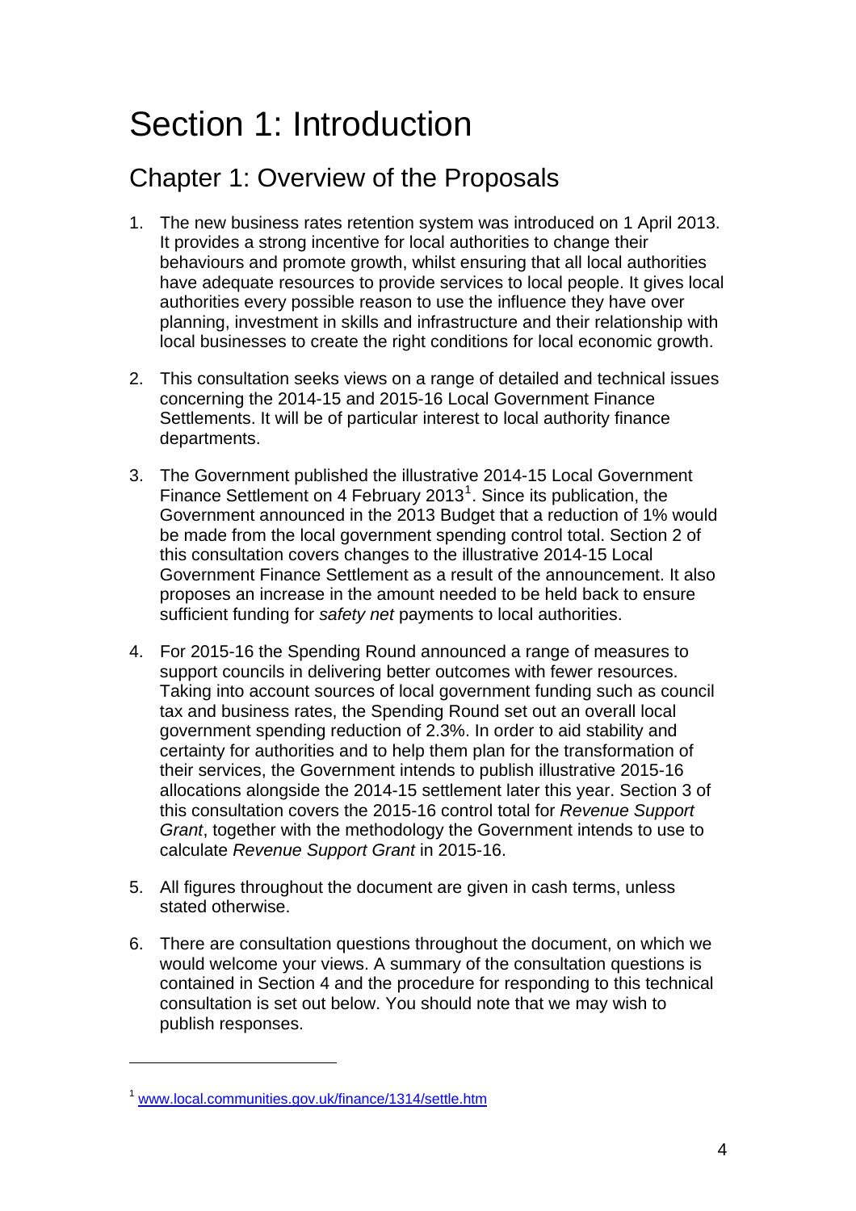# Section 1: Introduction

## Chapter 1: Overview of the Proposals

1. The new business rates retention system was introduced on 1 April 2013. It provides a strong incentive for local authorities to change their behaviours and promote growth, whilst ensuring that all local authorities have adequate resources to provide services to local people. It gives local authorities every possible reason to use the influence they have over planning, investment in skills and infrastructure and their relationship with local businesses to create the right conditions for local economic growth.

2. This consultation seeks views on a range of detailed and technical issues concerning the 2014-15 and 2015-16 Local Government Finance Settlements. It will be of particular interest to local authority finance departments.

3. The Government published the illustrative 2014-15 Local Government Finance Settlement on 4 February 2013[1]. Since its publication, the Government announced in the 2013 Budget that a reduction of 1% would be made from the local government spending control total. Section 2 of this consultation covers changes to the illustrative 2014-15 Local Government Finance Settlement as a result of the announcement. It also proposes an increase in the amount needed to be held back to ensure sufficient funding for *safety net* payments to local authorities.

4. For 2015-16 the Spending Round announced a range of measures to support councils in delivering better outcomes with fewer resources. Taking into account sources of local government funding such as council tax and business rates, the Spending Round set out an overall local government spending reduction of 2.3%. In order to aid stability and certainty for authorities and to help them plan for the transformation of their services, the Government intends to publish illustrative 2015-16 allocations alongside the 2014-15 settlement later this year. Section 3 of this consultation covers the 2015-16 control total for *Revenue Support Grant*, together with the methodology the Government intends to use to calculate *Revenue Support Grant* in 2015-16.

5. All figures throughout the document are given in cash terms, unless stated otherwise.

6. There are consultation questions throughout the document, on which we would welcome your views. A summary of the consultation questions is contained in Section 4 and the procedure for responding to this technical consultation is set out below. You should note that we may wish to publish responses.

---

[1] www.local.communities.gov.uk/finance/1314/settle.htm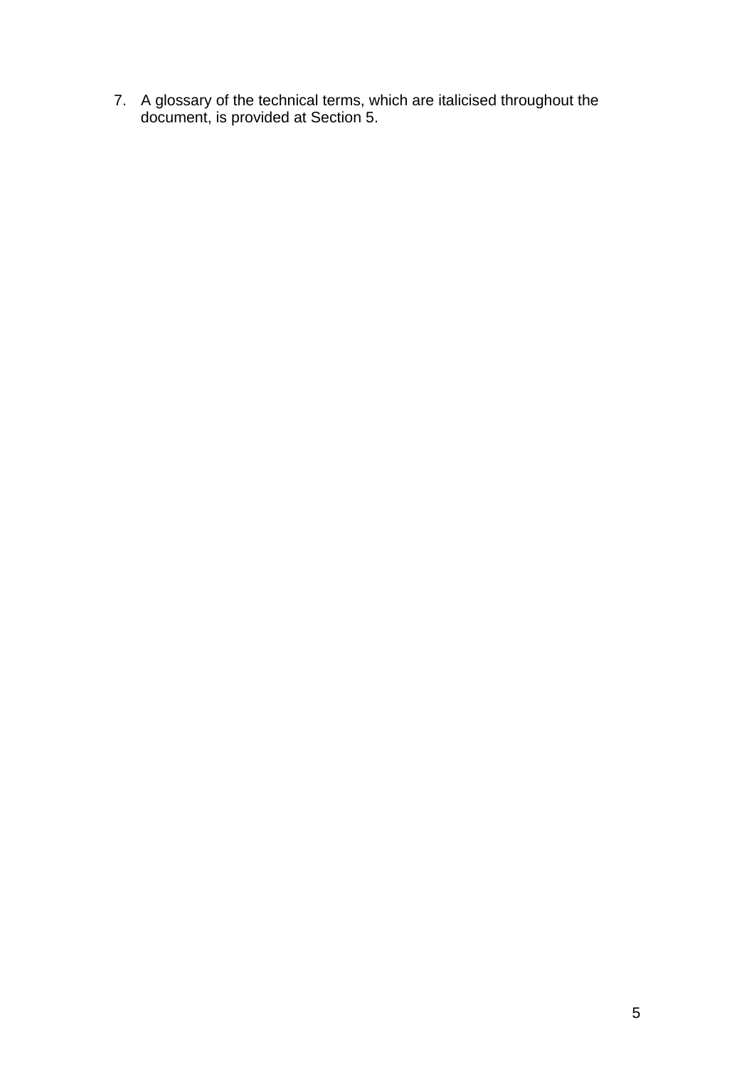7. A glossary of the technical terms, which are italicised throughout the document, is provided at Section 5.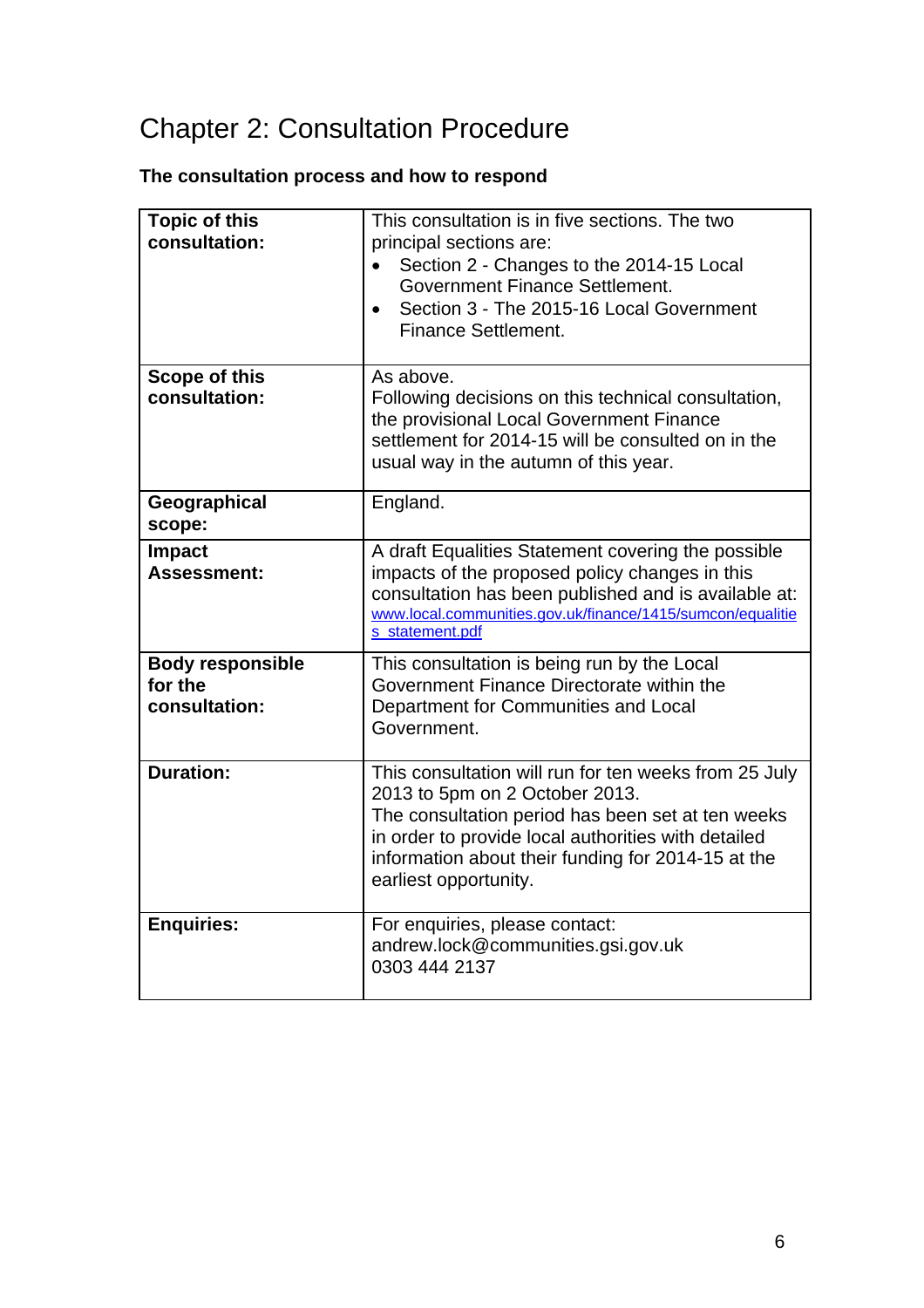# Chapter 2: Consultation Procedure

**The consultation process and how to respond**

| | |
|---|---|
| **Topic of this consultation:** | This consultation is in five sections. The two principal sections are:<br>• Section 2 - Changes to the 2014-15 Local Government Finance Settlement.<br>• Section 3 - The 2015-16 Local Government Finance Settlement. |
| **Scope of this consultation:** | As above.<br>Following decisions on this technical consultation, the provisional Local Government Finance settlement for 2014-15 will be consulted on in the usual way in the autumn of this year. |
| **Geographical scope:** | England. |
| **Impact Assessment:** | A draft Equalities Statement covering the possible impacts of the proposed policy changes in this consultation has been published and is available at: www.local.communities.gov.uk/finance/1415/sumcon/equalities_statement.pdf |
| **Body responsible for the consultation:** | This consultation is being run by the Local Government Finance Directorate within the Department for Communities and Local Government. |
| **Duration:** | This consultation will run for ten weeks from 25 July 2013 to 5pm on 2 October 2013.<br>The consultation period has been set at ten weeks in order to provide local authorities with detailed information about their funding for 2014-15 at the earliest opportunity. |
| **Enquiries:** | For enquiries, please contact:<br>andrew.lock@communities.gsi.gov.uk<br>0303 444 2137 |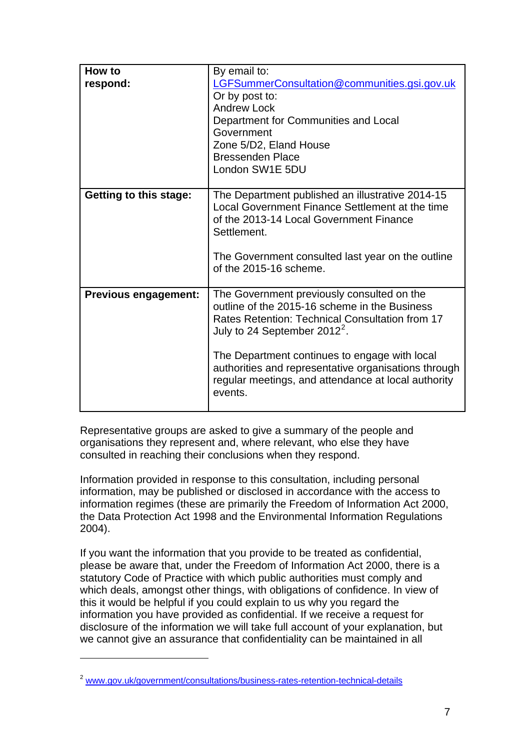| | |
|---|---|
| **How to respond:** | By email to: LGFSummerConsultation@communities.gsi.gov.uk<br>Or by post to:<br>Andrew Lock<br>Department for Communities and Local Government<br>Zone 5/D2, Eland House<br>Bressenden Place<br>London SW1E 5DU |
| **Getting to this stage:** | The Department published an illustrative 2014-15 Local Government Finance Settlement at the time of the 2013-14 Local Government Finance Settlement.<br><br>The Government consulted last year on the outline of the 2015-16 scheme. |
| **Previous engagement:** | The Government previously consulted on the outline of the 2015-16 scheme in the Business Rates Retention: Technical Consultation from 17 July to 24 September 2012[2].<br><br>The Department continues to engage with local authorities and representative organisations through regular meetings, and attendance at local authority events. |

Representative groups are asked to give a summary of the people and organisations they represent and, where relevant, who else they have consulted in reaching their conclusions when they respond.

Information provided in response to this consultation, including personal information, may be published or disclosed in accordance with the access to information regimes (these are primarily the Freedom of Information Act 2000, the Data Protection Act 1998 and the Environmental Information Regulations 2004).

If you want the information that you provide to be treated as confidential, please be aware that, under the Freedom of Information Act 2000, there is a statutory Code of Practice with which public authorities must comply and which deals, amongst other things, with obligations of confidence. In view of this it would be helpful if you could explain to us why you regard the information you have provided as confidential. If we receive a request for disclosure of the information we will take full account of your explanation, but we cannot give an assurance that confidentiality can be maintained in all

[2] www.gov.uk/government/consultations/business-rates-retention-technical-details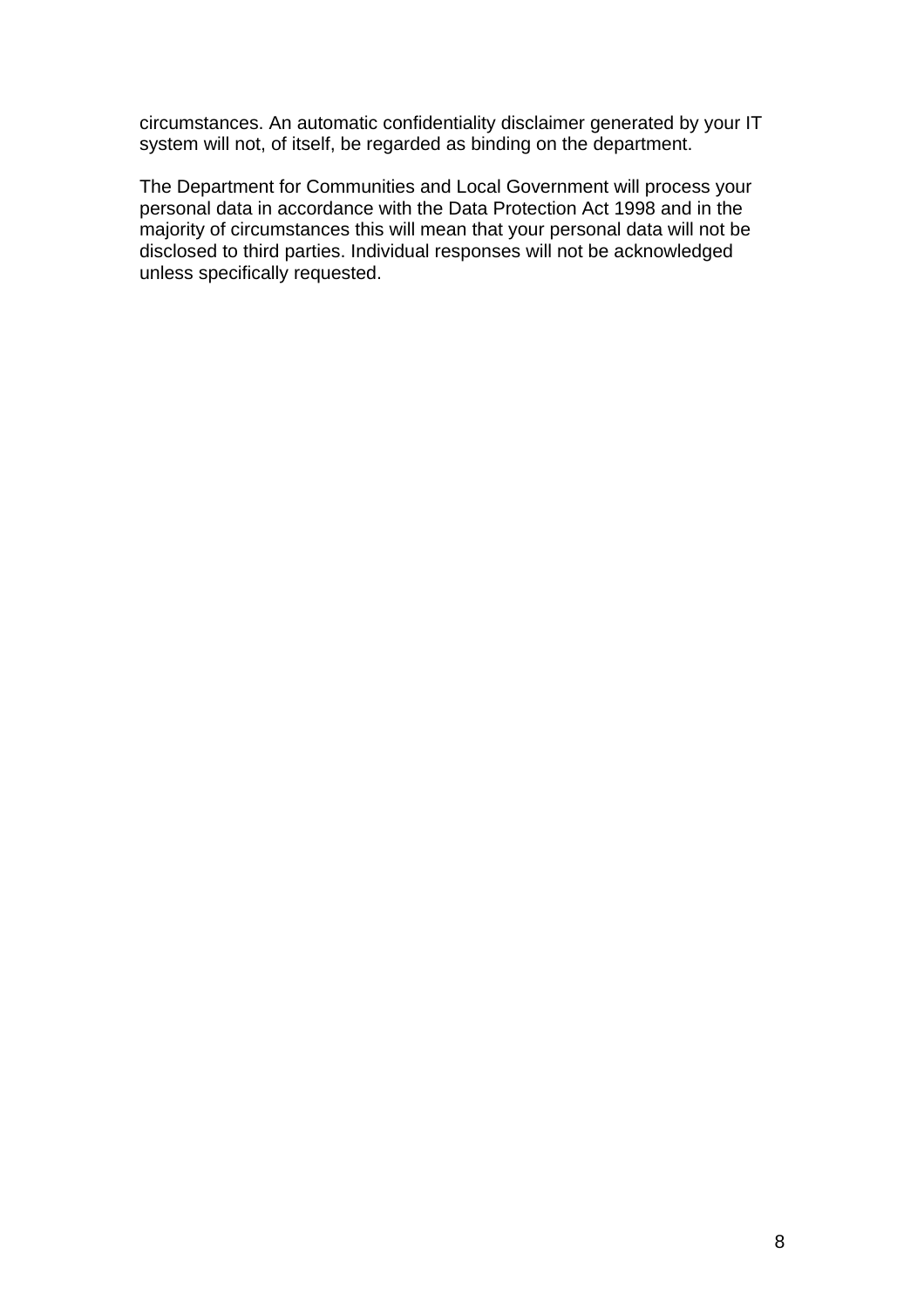circumstances. An automatic confidentiality disclaimer generated by your IT system will not, of itself, be regarded as binding on the department.

The Department for Communities and Local Government will process your personal data in accordance with the Data Protection Act 1998 and in the majority of circumstances this will mean that your personal data will not be disclosed to third parties. Individual responses will not be acknowledged unless specifically requested.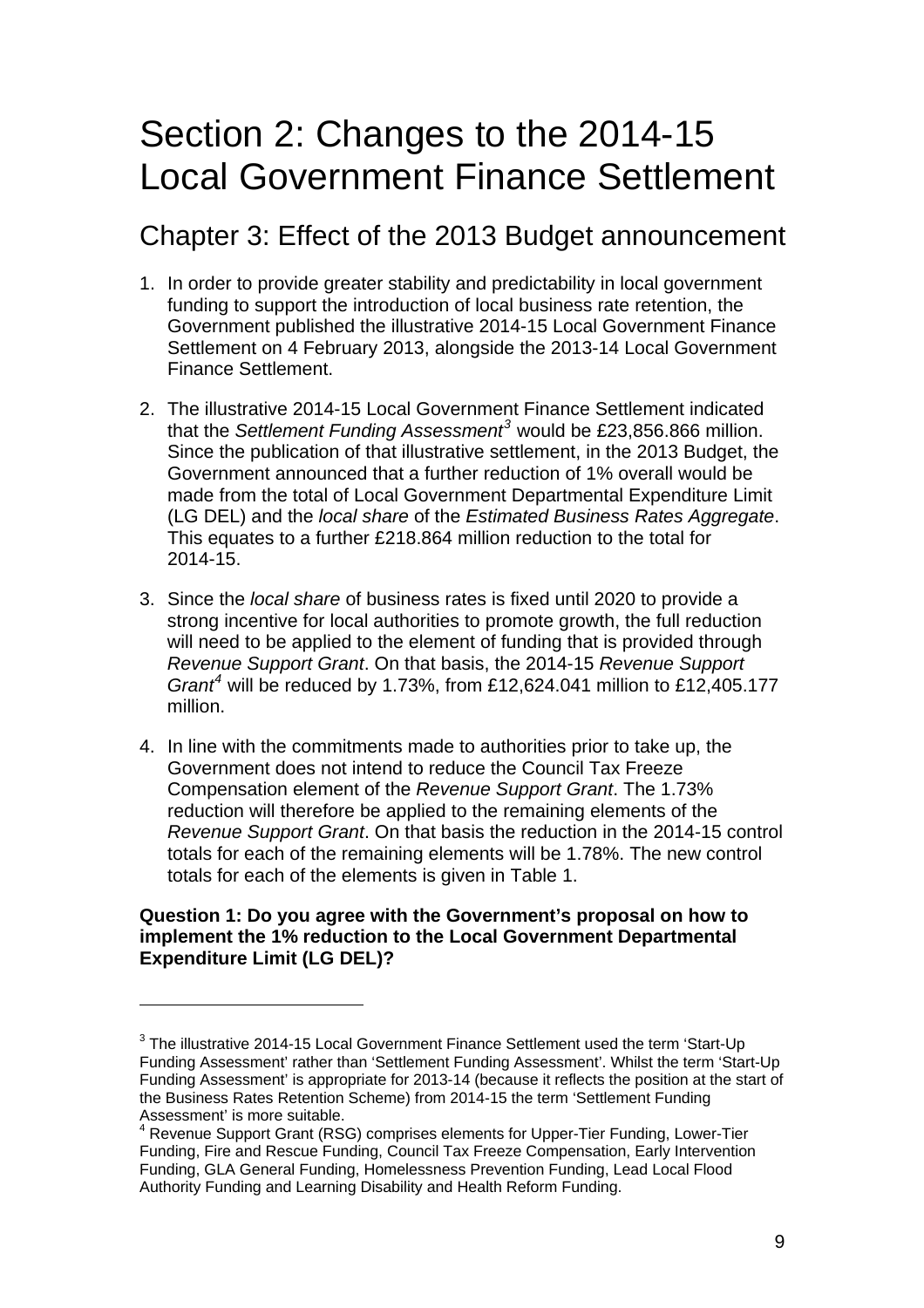# Section 2: Changes to the 2014-15 Local Government Finance Settlement

## Chapter 3: Effect of the 2013 Budget announcement

1. In order to provide greater stability and predictability in local government funding to support the introduction of local business rate retention, the Government published the illustrative 2014-15 Local Government Finance Settlement on 4 February 2013, alongside the 2013-14 Local Government Finance Settlement.

2. The illustrative 2014-15 Local Government Finance Settlement indicated that the *Settlement Funding Assessment*[3] would be £23,856.866 million. Since the publication of that illustrative settlement, in the 2013 Budget, the Government announced that a further reduction of 1% overall would be made from the total of Local Government Departmental Expenditure Limit (LG DEL) and the *local share* of the *Estimated Business Rates Aggregate*. This equates to a further £218.864 million reduction to the total for 2014-15.

3. Since the *local share* of business rates is fixed until 2020 to provide a strong incentive for local authorities to promote growth, the full reduction will need to be applied to the element of funding that is provided through *Revenue Support Grant*. On that basis, the 2014-15 *Revenue Support Grant*[4] will be reduced by 1.73%, from £12,624.041 million to £12,405.177 million.

4. In line with the commitments made to authorities prior to take up, the Government does not intend to reduce the Council Tax Freeze Compensation element of the *Revenue Support Grant*. The 1.73% reduction will therefore be applied to the remaining elements of the *Revenue Support Grant*. On that basis the reduction in the 2014-15 control totals for each of the remaining elements will be 1.78%. The new control totals for each of the elements is given in Table 1.

**Question 1: Do you agree with the Government's proposal on how to implement the 1% reduction to the Local Government Departmental Expenditure Limit (LG DEL)?**

---

[3] The illustrative 2014-15 Local Government Finance Settlement used the term 'Start-Up Funding Assessment' rather than 'Settlement Funding Assessment'. Whilst the term 'Start-Up Funding Assessment' is appropriate for 2013-14 (because it reflects the position at the start of the Business Rates Retention Scheme) from 2014-15 the term 'Settlement Funding Assessment' is more suitable.

[4] Revenue Support Grant (RSG) comprises elements for Upper-Tier Funding, Lower-Tier Funding, Fire and Rescue Funding, Council Tax Freeze Compensation, Early Intervention Funding, GLA General Funding, Homelessness Prevention Funding, Lead Local Flood Authority Funding and Learning Disability and Health Reform Funding.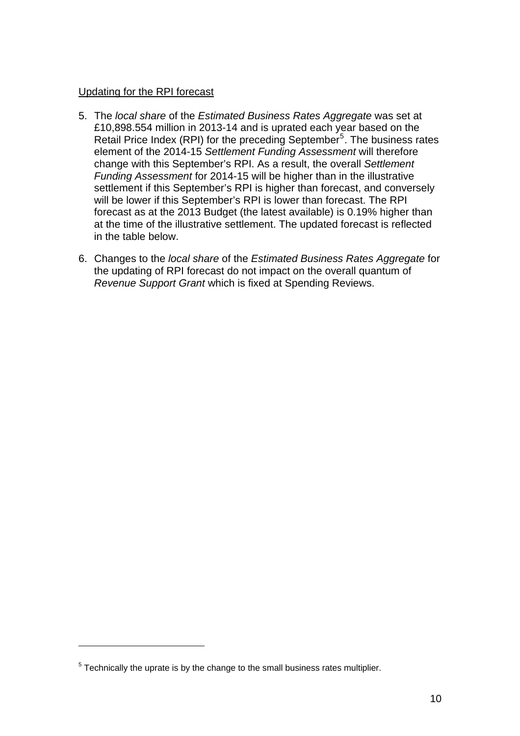Updating for the RPI forecast

5. The *local share* of the *Estimated Business Rates Aggregate* was set at £10,898.554 million in 2013-14 and is uprated each year based on the Retail Price Index (RPI) for the preceding September[5]. The business rates element of the 2014-15 *Settlement Funding Assessment* will therefore change with this September's RPI. As a result, the overall *Settlement Funding Assessment* for 2014-15 will be higher than in the illustrative settlement if this September's RPI is higher than forecast, and conversely will be lower if this September's RPI is lower than forecast. The RPI forecast as at the 2013 Budget (the latest available) is 0.19% higher than at the time of the illustrative settlement. The updated forecast is reflected in the table below.

6. Changes to the *local share* of the *Estimated Business Rates Aggregate* for the updating of RPI forecast do not impact on the overall quantum of *Revenue Support Grant* which is fixed at Spending Reviews.

[5] Technically the uprate is by the change to the small business rates multiplier.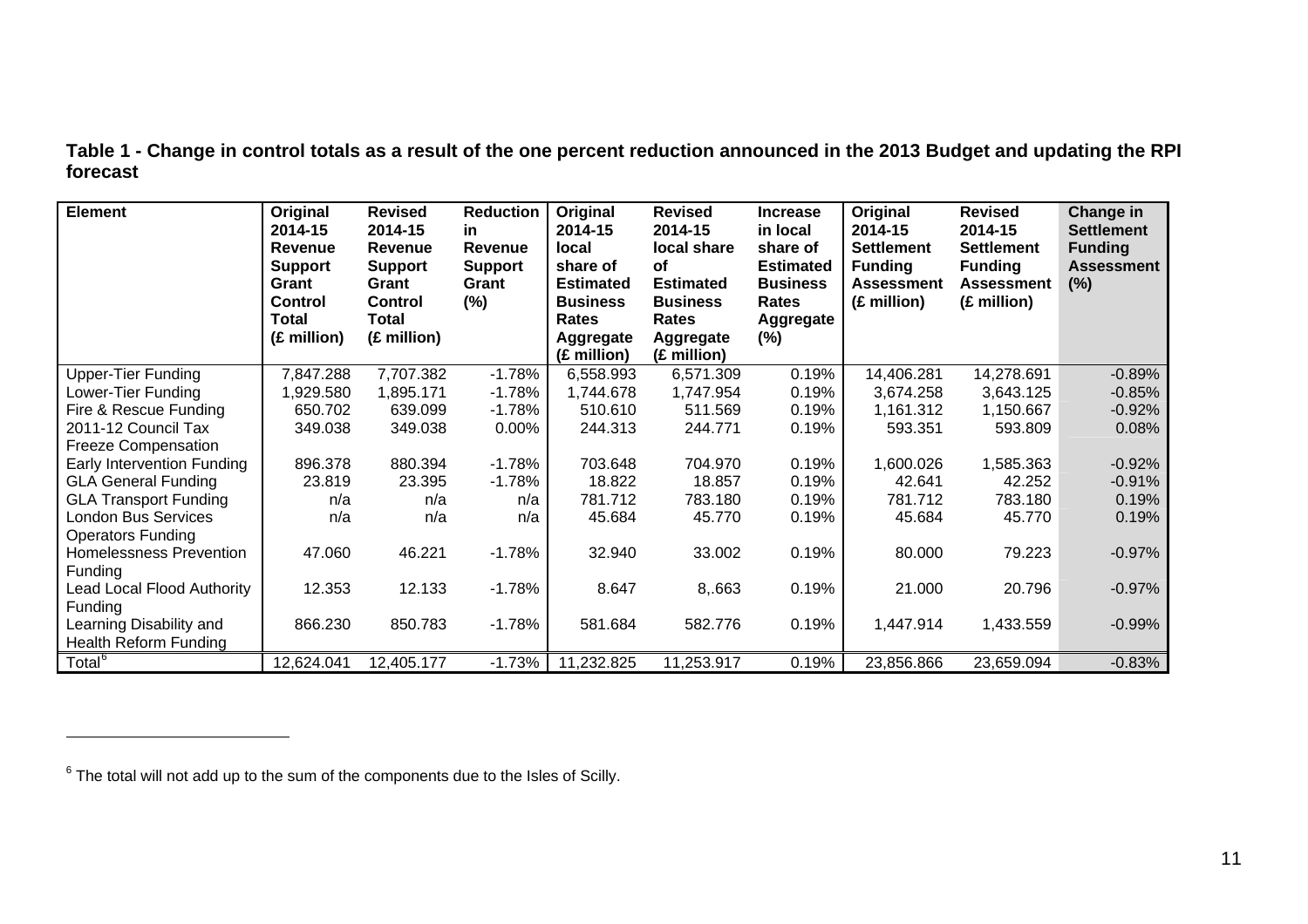**Table 1 - Change in control totals as a result of the one percent reduction announced in the 2013 Budget and updating the RPI forecast**

| Element | Original 2014-15 Revenue Support Grant Control Total (£ million) | Revised 2014-15 Revenue Support Grant Control Total (£ million) | Reduction in Revenue Support Grant (%) | Original 2014-15 local share of Estimated Business Rates Aggregate (£ million) | Revised 2014-15 local share of Estimated Business Rates Aggregate (£ million) | Increase in local share of Estimated Business Rates Aggregate (%) | Original 2014-15 Settlement Funding Assessment (£ million) | Revised 2014-15 Settlement Funding Assessment (£ million) | Change in Settlement Funding Assessment (%) |
|---|---|---|---|---|---|---|---|---|---|
| Upper-Tier Funding | 7,847.288 | 7,707.382 | -1.78% | 6,558.993 | 6,571.309 | 0.19% | 14,406.281 | 14,278.691 | -0.89% |
| Lower-Tier Funding | 1,929.580 | 1,895.171 | -1.78% | 1,744.678 | 1,747.954 | 0.19% | 3,674.258 | 3,643.125 | -0.85% |
| Fire & Rescue Funding | 650.702 | 639.099 | -1.78% | 510.610 | 511.569 | 0.19% | 1,161.312 | 1,150.667 | -0.92% |
| 2011-12 Council Tax Freeze Compensation | 349.038 | 349.038 | 0.00% | 244.313 | 244.771 | 0.19% | 593.351 | 593.809 | 0.08% |
| Early Intervention Funding | 896.378 | 880.394 | -1.78% | 703.648 | 704.970 | 0.19% | 1,600.026 | 1,585.363 | -0.92% |
| GLA General Funding | 23.819 | 23.395 | -1.78% | 18.822 | 18.857 | 0.19% | 42.641 | 42.252 | -0.91% |
| GLA Transport Funding | n/a | n/a | n/a | 781.712 | 783.180 | 0.19% | 781.712 | 783.180 | 0.19% |
| London Bus Services Operators Funding | n/a | n/a | n/a | 45.684 | 45.770 | 0.19% | 45.684 | 45.770 | 0.19% |
| Homelessness Prevention Funding | 47.060 | 46.221 | -1.78% | 32.940 | 33.002 | 0.19% | 80.000 | 79.223 | -0.97% |
| Lead Local Flood Authority Funding | 12.353 | 12.133 | -1.78% | 8.647 | 8,.663 | 0.19% | 21.000 | 20.796 | -0.97% |
| Learning Disability and Health Reform Funding | 866.230 | 850.783 | -1.78% | 581.684 | 582.776 | 0.19% | 1,447.914 | 1,433.559 | -0.99% |
| Total[6] | 12,624.041 | 12,405.177 | -1.73% | 11,232.825 | 11,253.917 | 0.19% | 23,856.866 | 23,659.094 | -0.83% |

[6] The total will not add up to the sum of the components due to the Isles of Scilly.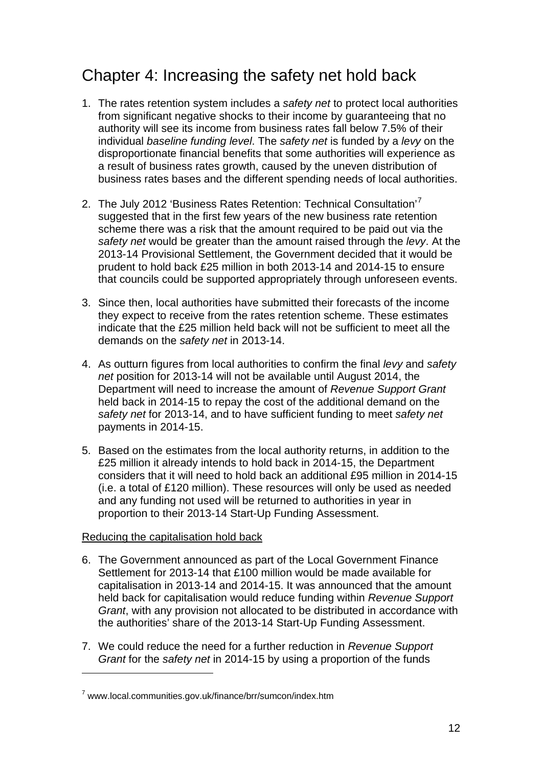# Chapter 4: Increasing the safety net hold back

1. The rates retention system includes a *safety net* to protect local authorities from significant negative shocks to their income by guaranteeing that no authority will see its income from business rates fall below 7.5% of their individual *baseline funding level*. The *safety net* is funded by a *levy* on the disproportionate financial benefits that some authorities will experience as a result of business rates growth, caused by the uneven distribution of business rates bases and the different spending needs of local authorities.

2. The July 2012 'Business Rates Retention: Technical Consultation'[7] suggested that in the first few years of the new business rate retention scheme there was a risk that the amount required to be paid out via the *safety net* would be greater than the amount raised through the *levy*. At the 2013-14 Provisional Settlement, the Government decided that it would be prudent to hold back £25 million in both 2013-14 and 2014-15 to ensure that councils could be supported appropriately through unforeseen events.

3. Since then, local authorities have submitted their forecasts of the income they expect to receive from the rates retention scheme. These estimates indicate that the £25 million held back will not be sufficient to meet all the demands on the *safety net* in 2013-14.

4. As outturn figures from local authorities to confirm the final *levy* and *safety net* position for 2013-14 will not be available until August 2014, the Department will need to increase the amount of *Revenue Support Grant* held back in 2014-15 to repay the cost of the additional demand on the *safety net* for 2013-14, and to have sufficient funding to meet *safety net* payments in 2014-15.

5. Based on the estimates from the local authority returns, in addition to the £25 million it already intends to hold back in 2014-15, the Department considers that it will need to hold back an additional £95 million in 2014-15 (i.e. a total of £120 million). These resources will only be used as needed and any funding not used will be returned to authorities in year in proportion to their 2013-14 Start-Up Funding Assessment.

<u>Reducing the capitalisation hold back</u>

6. The Government announced as part of the Local Government Finance Settlement for 2013-14 that £100 million would be made available for capitalisation in 2013-14 and 2014-15. It was announced that the amount held back for capitalisation would reduce funding within *Revenue Support Grant*, with any provision not allocated to be distributed in accordance with the authorities' share of the 2013-14 Start-Up Funding Assessment.

7. We could reduce the need for a further reduction in *Revenue Support Grant* for the *safety net* in 2014-15 by using a proportion of the funds

---

[7] www.local.communities.gov.uk/finance/brr/sumcon/index.htm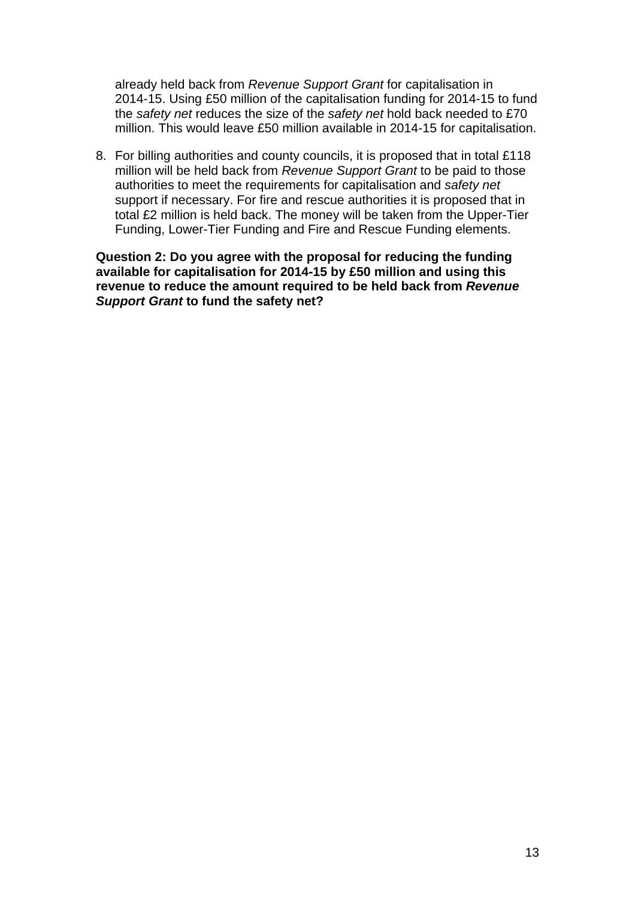already held back from *Revenue Support Grant* for capitalisation in 2014-15. Using £50 million of the capitalisation funding for 2014-15 to fund the *safety net* reduces the size of the *safety net* hold back needed to £70 million. This would leave £50 million available in 2014-15 for capitalisation.

8. For billing authorities and county councils, it is proposed that in total £118 million will be held back from *Revenue Support Grant* to be paid to those authorities to meet the requirements for capitalisation and *safety net* support if necessary. For fire and rescue authorities it is proposed that in total £2 million is held back. The money will be taken from the Upper-Tier Funding, Lower-Tier Funding and Fire and Rescue Funding elements.

**Question 2: Do you agree with the proposal for reducing the funding available for capitalisation for 2014-15 by £50 million and using this revenue to reduce the amount required to be held back from *Revenue Support Grant* to fund the safety net?**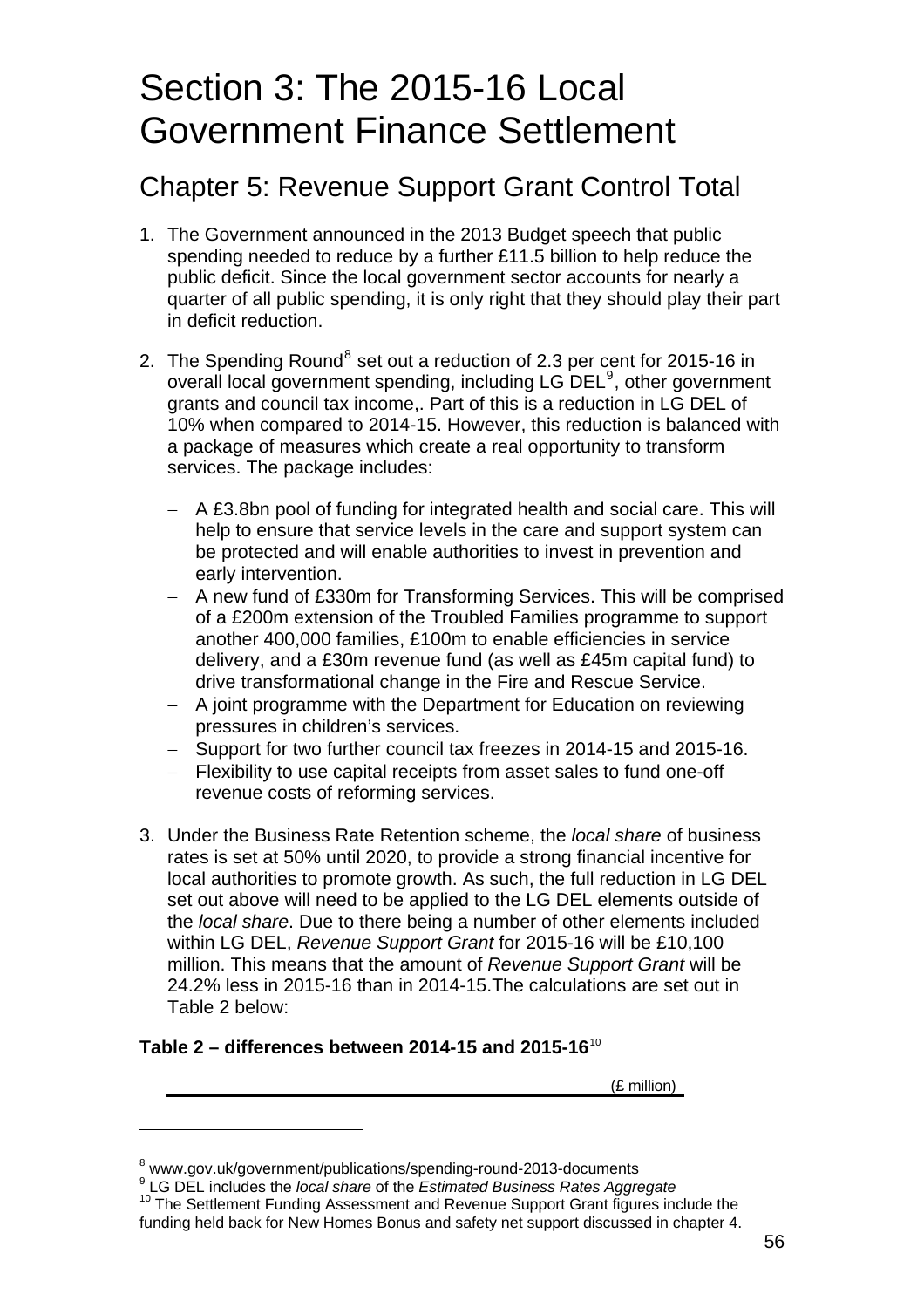# Section 3: The 2015-16 Local Government Finance Settlement

## Chapter 5: Revenue Support Grant Control Total

1. The Government announced in the 2013 Budget speech that public spending needed to reduce by a further £11.5 billion to help reduce the public deficit. Since the local government sector accounts for nearly a quarter of all public spending, it is only right that they should play their part in deficit reduction.

2. The Spending Round[8] set out a reduction of 2.3 per cent for 2015-16 in overall local government spending, including LG DEL[9], other government grants and council tax income,. Part of this is a reduction in LG DEL of 10% when compared to 2014-15. However, this reduction is balanced with a package of measures which create a real opportunity to transform services. The package includes:

   - A £3.8bn pool of funding for integrated health and social care. This will help to ensure that service levels in the care and support system can be protected and will enable authorities to invest in prevention and early intervention.
   - A new fund of £330m for Transforming Services. This will be comprised of a £200m extension of the Troubled Families programme to support another 400,000 families, £100m to enable efficiencies in service delivery, and a £30m revenue fund (as well as £45m capital fund) to drive transformational change in the Fire and Rescue Service.
   - A joint programme with the Department for Education on reviewing pressures in children's services.
   - Support for two further council tax freezes in 2014-15 and 2015-16.
   - Flexibility to use capital receipts from asset sales to fund one-off revenue costs of reforming services.

3. Under the Business Rate Retention scheme, the *local share* of business rates is set at 50% until 2020, to provide a strong financial incentive for local authorities to promote growth. As such, the full reduction in LG DEL set out above will need to be applied to the LG DEL elements outside of the *local share*. Due to there being a number of other elements included within LG DEL, *Revenue Support Grant* for 2015-16 will be £10,100 million. This means that the amount of *Revenue Support Grant* will be 24.2% less in 2015-16 than in 2014-15.The calculations are set out in Table 2 below:

**Table 2 – differences between 2014-15 and 2015-16**[10]

(£ million)

[8] www.gov.uk/government/publications/spending-round-2013-documents

[9] LG DEL includes the *local share* of the *Estimated Business Rates Aggregate*

[10] The Settlement Funding Assessment and Revenue Support Grant figures include the funding held back for New Homes Bonus and safety net support discussed in chapter 4.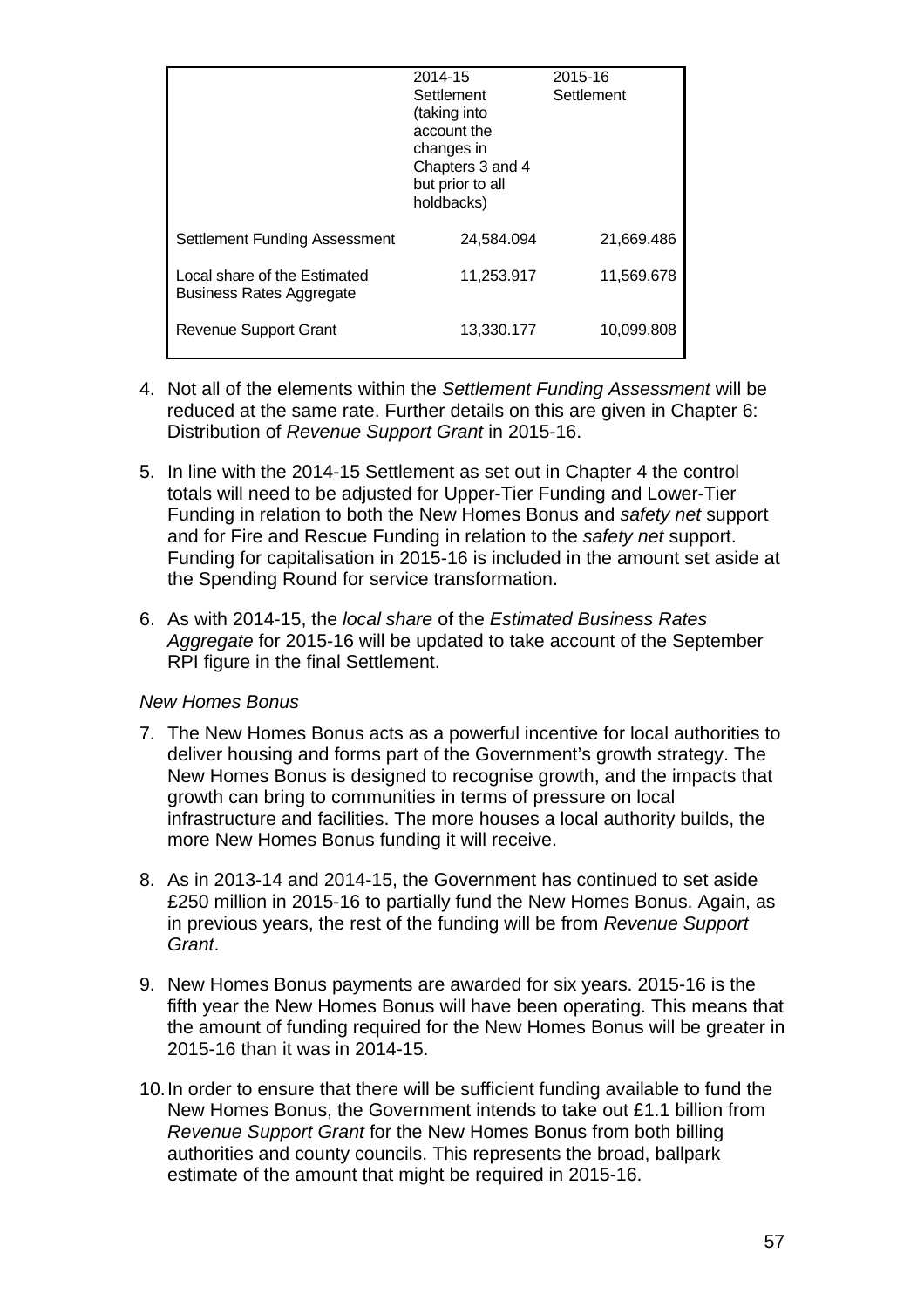| | 2014-15 Settlement (taking into account the changes in Chapters 3 and 4 but prior to all holdbacks) | 2015-16 Settlement |
|---|---|---|
| Settlement Funding Assessment | 24,584.094 | 21,669.486 |
| Local share of the Estimated Business Rates Aggregate | 11,253.917 | 11,569.678 |
| Revenue Support Grant | 13,330.177 | 10,099.808 |

4. Not all of the elements within the *Settlement Funding Assessment* will be reduced at the same rate. Further details on this are given in Chapter 6: Distribution of *Revenue Support Grant* in 2015-16.

5. In line with the 2014-15 Settlement as set out in Chapter 4 the control totals will need to be adjusted for Upper-Tier Funding and Lower-Tier Funding in relation to both the New Homes Bonus and *safety net* support and for Fire and Rescue Funding in relation to the *safety net* support. Funding for capitalisation in 2015-16 is included in the amount set aside at the Spending Round for service transformation.

6. As with 2014-15, the *local share* of the *Estimated Business Rates Aggregate* for 2015-16 will be updated to take account of the September RPI figure in the final Settlement.

*New Homes Bonus*

7. The New Homes Bonus acts as a powerful incentive for local authorities to deliver housing and forms part of the Government's growth strategy. The New Homes Bonus is designed to recognise growth, and the impacts that growth can bring to communities in terms of pressure on local infrastructure and facilities. The more houses a local authority builds, the more New Homes Bonus funding it will receive.

8. As in 2013-14 and 2014-15, the Government has continued to set aside £250 million in 2015-16 to partially fund the New Homes Bonus. Again, as in previous years, the rest of the funding will be from *Revenue Support Grant*.

9. New Homes Bonus payments are awarded for six years. 2015-16 is the fifth year the New Homes Bonus will have been operating. This means that the amount of funding required for the New Homes Bonus will be greater in 2015-16 than it was in 2014-15.

10. In order to ensure that there will be sufficient funding available to fund the New Homes Bonus, the Government intends to take out £1.1 billion from *Revenue Support Grant* for the New Homes Bonus from both billing authorities and county councils. This represents the broad, ballpark estimate of the amount that might be required in 2015-16.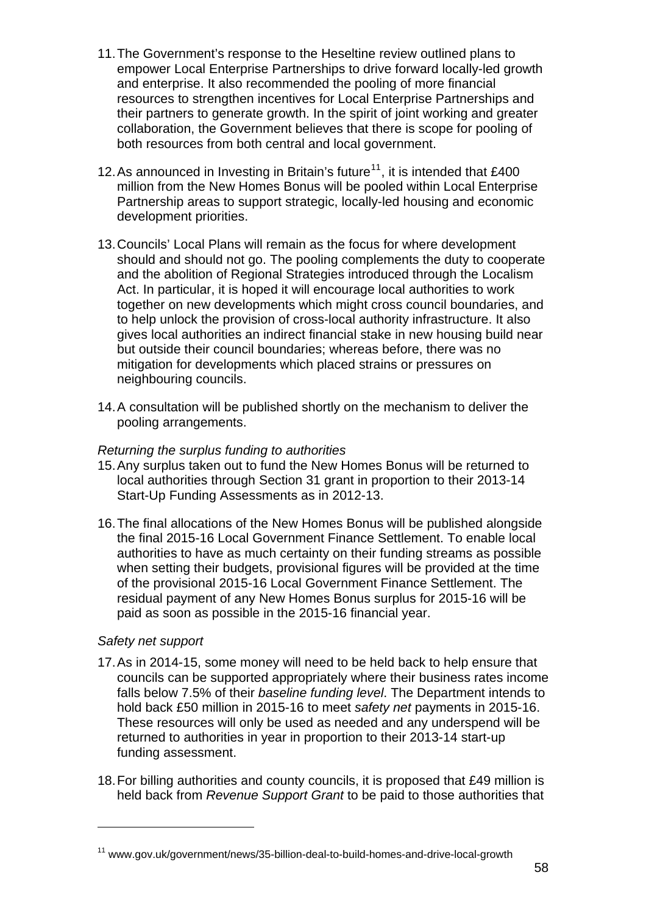11. The Government's response to the Heseltine review outlined plans to empower Local Enterprise Partnerships to drive forward locally-led growth and enterprise. It also recommended the pooling of more financial resources to strengthen incentives for Local Enterprise Partnerships and their partners to generate growth. In the spirit of joint working and greater collaboration, the Government believes that there is scope for pooling of both resources from both central and local government.

12. As announced in Investing in Britain's future[11], it is intended that £400 million from the New Homes Bonus will be pooled within Local Enterprise Partnership areas to support strategic, locally-led housing and economic development priorities.

13. Councils' Local Plans will remain as the focus for where development should and should not go. The pooling complements the duty to cooperate and the abolition of Regional Strategies introduced through the Localism Act. In particular, it is hoped it will encourage local authorities to work together on new developments which might cross council boundaries, and to help unlock the provision of cross-local authority infrastructure. It also gives local authorities an indirect financial stake in new housing build near but outside their council boundaries; whereas before, there was no mitigation for developments which placed strains or pressures on neighbouring councils.

14. A consultation will be published shortly on the mechanism to deliver the pooling arrangements.

*Returning the surplus funding to authorities*

15. Any surplus taken out to fund the New Homes Bonus will be returned to local authorities through Section 31 grant in proportion to their 2013-14 Start-Up Funding Assessments as in 2012-13.

16. The final allocations of the New Homes Bonus will be published alongside the final 2015-16 Local Government Finance Settlement. To enable local authorities to have as much certainty on their funding streams as possible when setting their budgets, provisional figures will be provided at the time of the provisional 2015-16 Local Government Finance Settlement. The residual payment of any New Homes Bonus surplus for 2015-16 will be paid as soon as possible in the 2015-16 financial year.

*Safety net support*

17. As in 2014-15, some money will need to be held back to help ensure that councils can be supported appropriately where their business rates income falls below 7.5% of their *baseline funding level*. The Department intends to hold back £50 million in 2015-16 to meet *safety net* payments in 2015-16. These resources will only be used as needed and any underspend will be returned to authorities in year in proportion to their 2013-14 start-up funding assessment.

18. For billing authorities and county councils, it is proposed that £49 million is held back from *Revenue Support Grant* to be paid to those authorities that

---

[11] www.gov.uk/government/news/35-billion-deal-to-build-homes-and-drive-local-growth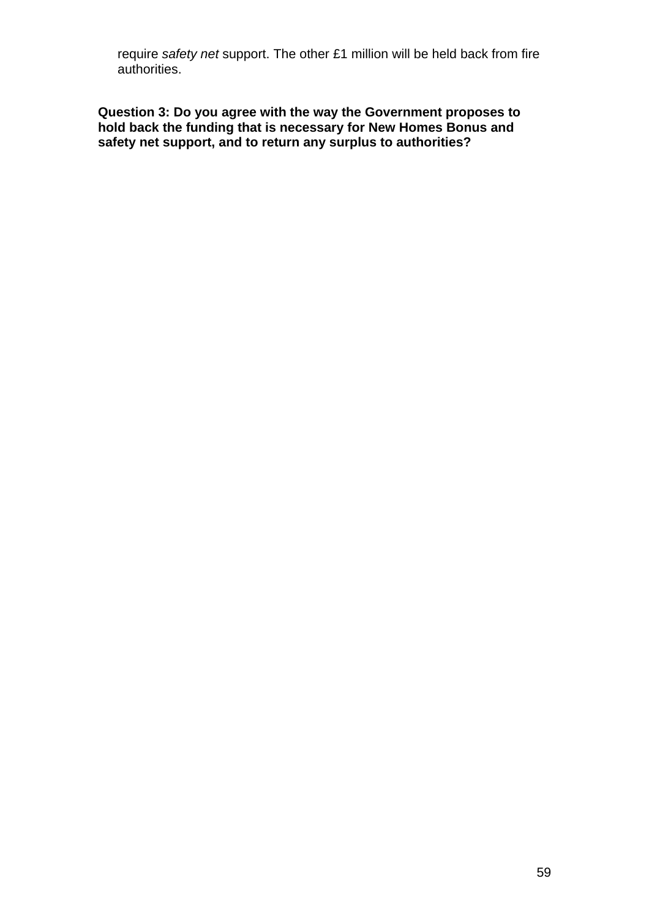require *safety net* support. The other £1 million will be held back from fire authorities.

**Question 3: Do you agree with the way the Government proposes to hold back the funding that is necessary for New Homes Bonus and safety net support, and to return any surplus to authorities?**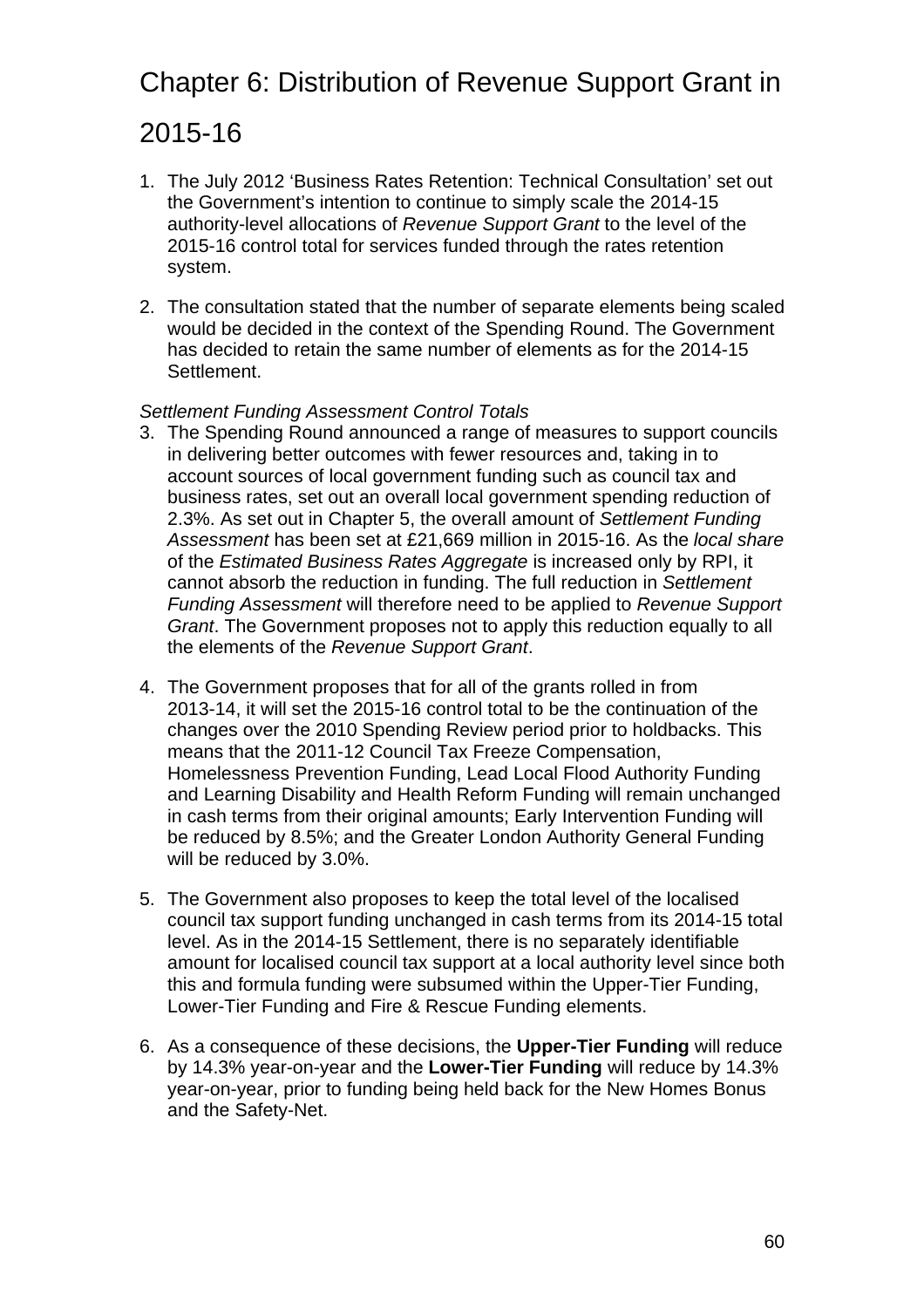# Chapter 6: Distribution of Revenue Support Grant in 2015-16

1. The July 2012 'Business Rates Retention: Technical Consultation' set out the Government's intention to continue to simply scale the 2014-15 authority-level allocations of *Revenue Support Grant* to the level of the 2015-16 control total for services funded through the rates retention system.

2. The consultation stated that the number of separate elements being scaled would be decided in the context of the Spending Round. The Government has decided to retain the same number of elements as for the 2014-15 Settlement.

*Settlement Funding Assessment Control Totals*

3. The Spending Round announced a range of measures to support councils in delivering better outcomes with fewer resources and, taking in to account sources of local government funding such as council tax and business rates, set out an overall local government spending reduction of 2.3%. As set out in Chapter 5, the overall amount of *Settlement Funding Assessment* has been set at £21,669 million in 2015-16. As the *local share* of the *Estimated Business Rates Aggregate* is increased only by RPI, it cannot absorb the reduction in funding. The full reduction in *Settlement Funding Assessment* will therefore need to be applied to *Revenue Support Grant*. The Government proposes not to apply this reduction equally to all the elements of the *Revenue Support Grant*.

4. The Government proposes that for all of the grants rolled in from 2013-14, it will set the 2015-16 control total to be the continuation of the changes over the 2010 Spending Review period prior to holdbacks. This means that the 2011-12 Council Tax Freeze Compensation, Homelessness Prevention Funding, Lead Local Flood Authority Funding and Learning Disability and Health Reform Funding will remain unchanged in cash terms from their original amounts; Early Intervention Funding will be reduced by 8.5%; and the Greater London Authority General Funding will be reduced by 3.0%.

5. The Government also proposes to keep the total level of the localised council tax support funding unchanged in cash terms from its 2014-15 total level. As in the 2014-15 Settlement, there is no separately identifiable amount for localised council tax support at a local authority level since both this and formula funding were subsumed within the Upper-Tier Funding, Lower-Tier Funding and Fire & Rescue Funding elements.

6. As a consequence of these decisions, the **Upper-Tier Funding** will reduce by 14.3% year-on-year and the **Lower-Tier Funding** will reduce by 14.3% year-on-year, prior to funding being held back for the New Homes Bonus and the Safety-Net.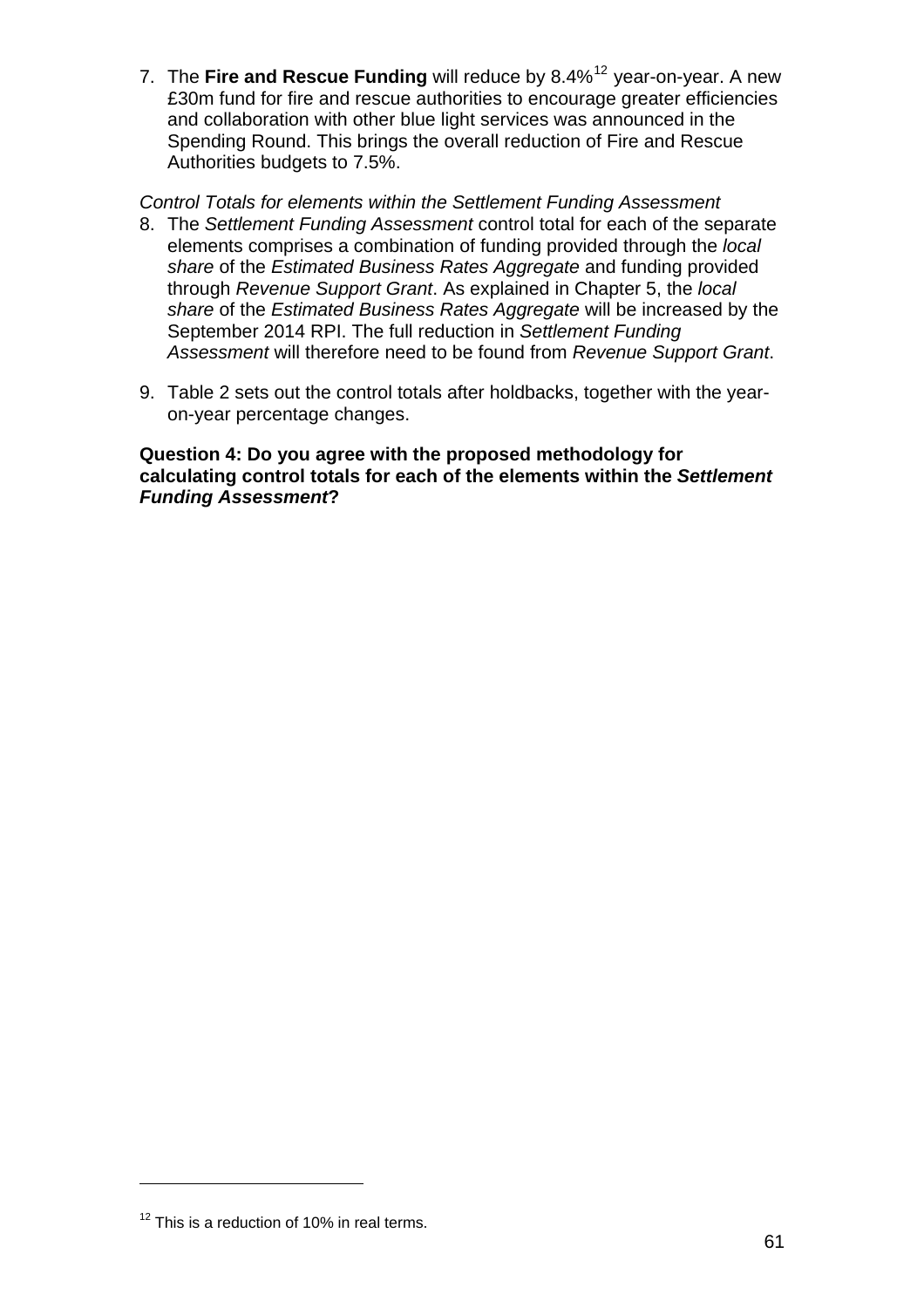7. The **Fire and Rescue Funding** will reduce by 8.4%[12] year-on-year. A new £30m fund for fire and rescue authorities to encourage greater efficiencies and collaboration with other blue light services was announced in the Spending Round. This brings the overall reduction of Fire and Rescue Authorities budgets to 7.5%.

*Control Totals for elements within the Settlement Funding Assessment*

8. The *Settlement Funding Assessment* control total for each of the separate elements comprises a combination of funding provided through the *local share* of the *Estimated Business Rates Aggregate* and funding provided through *Revenue Support Grant*. As explained in Chapter 5, the *local share* of the *Estimated Business Rates Aggregate* will be increased by the September 2014 RPI. The full reduction in *Settlement Funding Assessment* will therefore need to be found from *Revenue Support Grant*.

9. Table 2 sets out the control totals after holdbacks, together with the year-on-year percentage changes.

**Question 4: Do you agree with the proposed methodology for calculating control totals for each of the elements within the *Settlement Funding Assessment*?**

[12] This is a reduction of 10% in real terms.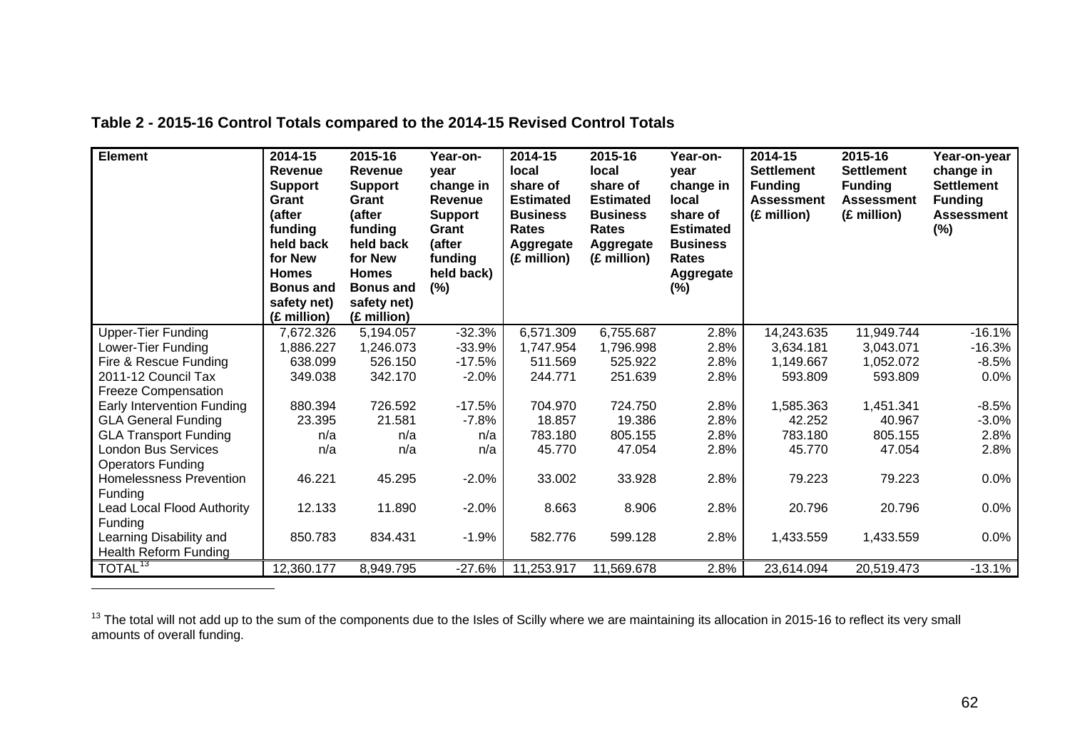**Table 2 - 2015-16 Control Totals compared to the 2014-15 Revised Control Totals**

| Element | 2014-15 Revenue Support Grant (after funding held back for New Homes Bonus and safety net) (£ million) | 2015-16 Revenue Support Grant (after funding held back for New Homes Bonus and safety net) (£ million) | Year-on-year change in Revenue Support Grant (after funding held back) (%) | 2014-15 local share of Estimated Business Rates Aggregate (£ million) | 2015-16 local share of Estimated Business Rates Aggregate (£ million) | Year-on-year change in local share of Estimated Business Rates Aggregate (%) | 2014-15 Settlement Funding Assessment (£ million) | 2015-16 Settlement Funding Assessment (£ million) | Year-on-year change in Settlement Funding Assessment (%) |
|---|---|---|---|---|---|---|---|---|---|
| Upper-Tier Funding | 7,672.326 | 5,194.057 | -32.3% | 6,571.309 | 6,755.687 | 2.8% | 14,243.635 | 11,949.744 | -16.1% |
| Lower-Tier Funding | 1,886.227 | 1,246.073 | -33.9% | 1,747.954 | 1,796.998 | 2.8% | 3,634.181 | 3,043.071 | -16.3% |
| Fire & Rescue Funding | 638.099 | 526.150 | -17.5% | 511.569 | 525.922 | 2.8% | 1,149.667 | 1,052.072 | -8.5% |
| 2011-12 Council Tax Freeze Compensation | 349.038 | 342.170 | -2.0% | 244.771 | 251.639 | 2.8% | 593.809 | 593.809 | 0.0% |
| Early Intervention Funding | 880.394 | 726.592 | -17.5% | 704.970 | 724.750 | 2.8% | 1,585.363 | 1,451.341 | -8.5% |
| GLA General Funding | 23.395 | 21.581 | -7.8% | 18.857 | 19.386 | 2.8% | 42.252 | 40.967 | -3.0% |
| GLA Transport Funding | n/a | n/a | n/a | 783.180 | 805.155 | 2.8% | 783.180 | 805.155 | 2.8% |
| London Bus Services Operators Funding | n/a | n/a | n/a | 45.770 | 47.054 | 2.8% | 45.770 | 47.054 | 2.8% |
| Homelessness Prevention Funding | 46.221 | 45.295 | -2.0% | 33.002 | 33.928 | 2.8% | 79.223 | 79.223 | 0.0% |
| Lead Local Flood Authority Funding | 12.133 | 11.890 | -2.0% | 8.663 | 8.906 | 2.8% | 20.796 | 20.796 | 0.0% |
| Learning Disability and Health Reform Funding | 850.783 | 834.431 | -1.9% | 582.776 | 599.128 | 2.8% | 1,433.559 | 1,433.559 | 0.0% |
| TOTAL[13] | 12,360.177 | 8,949.795 | -27.6% | 11,253.917 | 11,569.678 | 2.8% | 23,614.094 | 20,519.473 | -13.1% |

[13] The total will not add up to the sum of the components due to the Isles of Scilly where we are maintaining its allocation in 2015-16 to reflect its very small amounts of overall funding.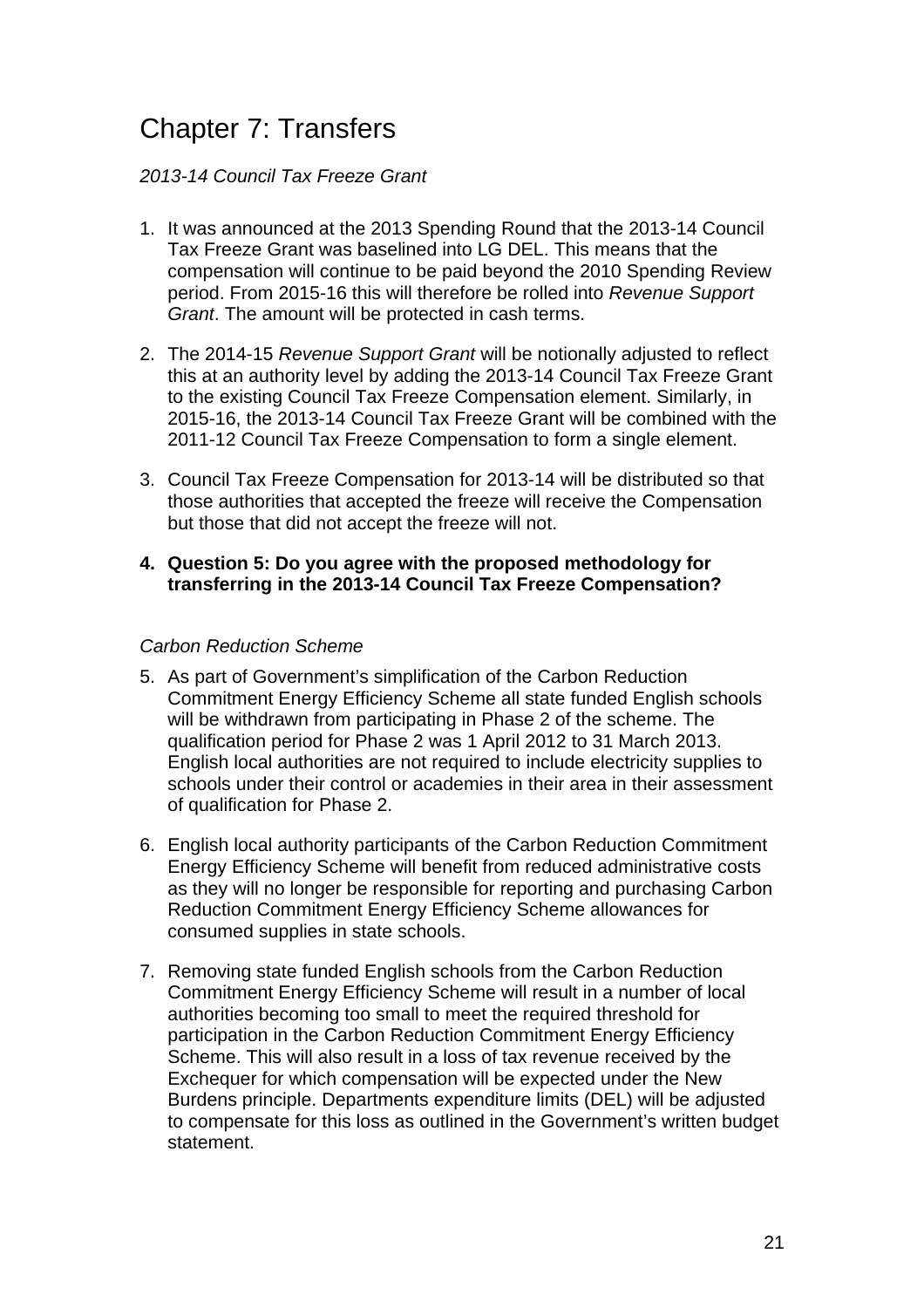# Chapter 7: Transfers

*2013-14 Council Tax Freeze Grant*

1. It was announced at the 2013 Spending Round that the 2013-14 Council Tax Freeze Grant was baselined into LG DEL. This means that the compensation will continue to be paid beyond the 2010 Spending Review period. From 2015-16 this will therefore be rolled into *Revenue Support Grant*. The amount will be protected in cash terms.

2. The 2014-15 *Revenue Support Grant* will be notionally adjusted to reflect this at an authority level by adding the 2013-14 Council Tax Freeze Grant to the existing Council Tax Freeze Compensation element. Similarly, in 2015-16, the 2013-14 Council Tax Freeze Grant will be combined with the 2011-12 Council Tax Freeze Compensation to form a single element.

3. Council Tax Freeze Compensation for 2013-14 will be distributed so that those authorities that accepted the freeze will receive the Compensation but those that did not accept the freeze will not.

4. **Question 5: Do you agree with the proposed methodology for transferring in the 2013-14 Council Tax Freeze Compensation?**

*Carbon Reduction Scheme*

5. As part of Government's simplification of the Carbon Reduction Commitment Energy Efficiency Scheme all state funded English schools will be withdrawn from participating in Phase 2 of the scheme. The qualification period for Phase 2 was 1 April 2012 to 31 March 2013. English local authorities are not required to include electricity supplies to schools under their control or academies in their area in their assessment of qualification for Phase 2.

6. English local authority participants of the Carbon Reduction Commitment Energy Efficiency Scheme will benefit from reduced administrative costs as they will no longer be responsible for reporting and purchasing Carbon Reduction Commitment Energy Efficiency Scheme allowances for consumed supplies in state schools.

7. Removing state funded English schools from the Carbon Reduction Commitment Energy Efficiency Scheme will result in a number of local authorities becoming too small to meet the required threshold for participation in the Carbon Reduction Commitment Energy Efficiency Scheme. This will also result in a loss of tax revenue received by the Exchequer for which compensation will be expected under the New Burdens principle. Departments expenditure limits (DEL) will be adjusted to compensate for this loss as outlined in the Government's written budget statement.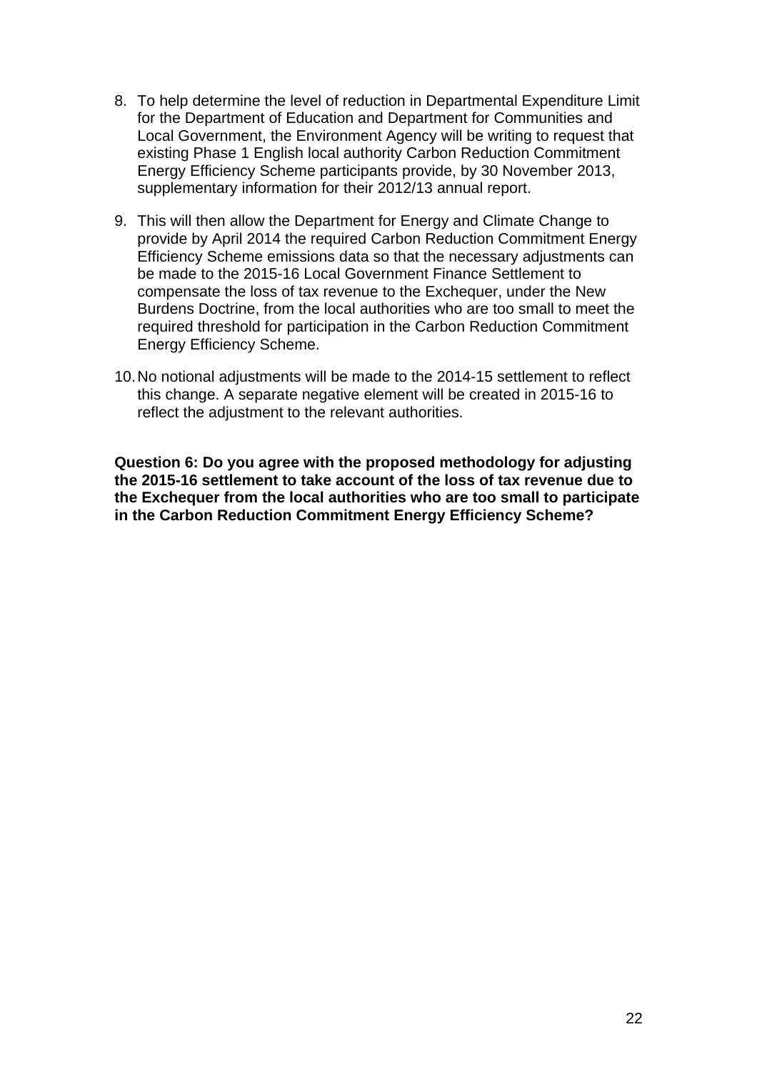8. To help determine the level of reduction in Departmental Expenditure Limit for the Department of Education and Department for Communities and Local Government, the Environment Agency will be writing to request that existing Phase 1 English local authority Carbon Reduction Commitment Energy Efficiency Scheme participants provide, by 30 November 2013, supplementary information for their 2012/13 annual report.

9. This will then allow the Department for Energy and Climate Change to provide by April 2014 the required Carbon Reduction Commitment Energy Efficiency Scheme emissions data so that the necessary adjustments can be made to the 2015-16 Local Government Finance Settlement to compensate the loss of tax revenue to the Exchequer, under the New Burdens Doctrine, from the local authorities who are too small to meet the required threshold for participation in the Carbon Reduction Commitment Energy Efficiency Scheme.

10. No notional adjustments will be made to the 2014-15 settlement to reflect this change. A separate negative element will be created in 2015-16 to reflect the adjustment to the relevant authorities.

**Question 6: Do you agree with the proposed methodology for adjusting the 2015-16 settlement to take account of the loss of tax revenue due to the Exchequer from the local authorities who are too small to participate in the Carbon Reduction Commitment Energy Efficiency Scheme?**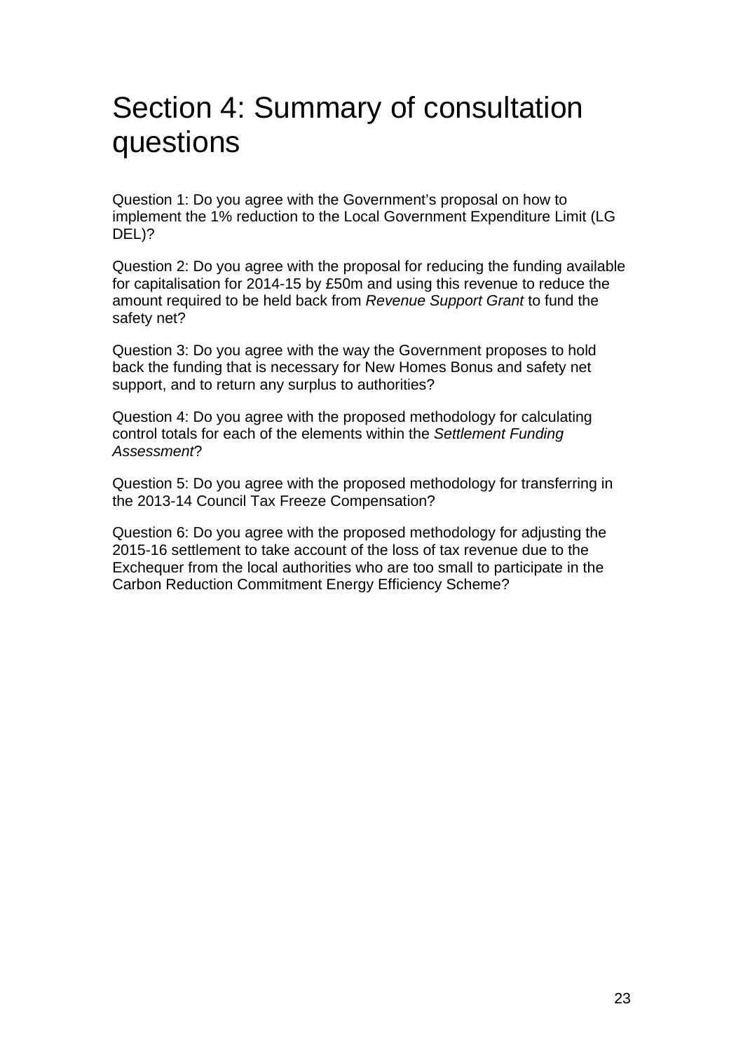# Section 4: Summary of consultation questions

Question 1: Do you agree with the Government's proposal on how to implement the 1% reduction to the Local Government Expenditure Limit (LG DEL)?

Question 2: Do you agree with the proposal for reducing the funding available for capitalisation for 2014-15 by £50m and using this revenue to reduce the amount required to be held back from *Revenue Support Grant* to fund the safety net?

Question 3: Do you agree with the way the Government proposes to hold back the funding that is necessary for New Homes Bonus and safety net support, and to return any surplus to authorities?

Question 4: Do you agree with the proposed methodology for calculating control totals for each of the elements within the *Settlement Funding Assessment*?

Question 5: Do you agree with the proposed methodology for transferring in the 2013-14 Council Tax Freeze Compensation?

Question 6: Do you agree with the proposed methodology for adjusting the 2015-16 settlement to take account of the loss of tax revenue due to the Exchequer from the local authorities who are too small to participate in the Carbon Reduction Commitment Energy Efficiency Scheme?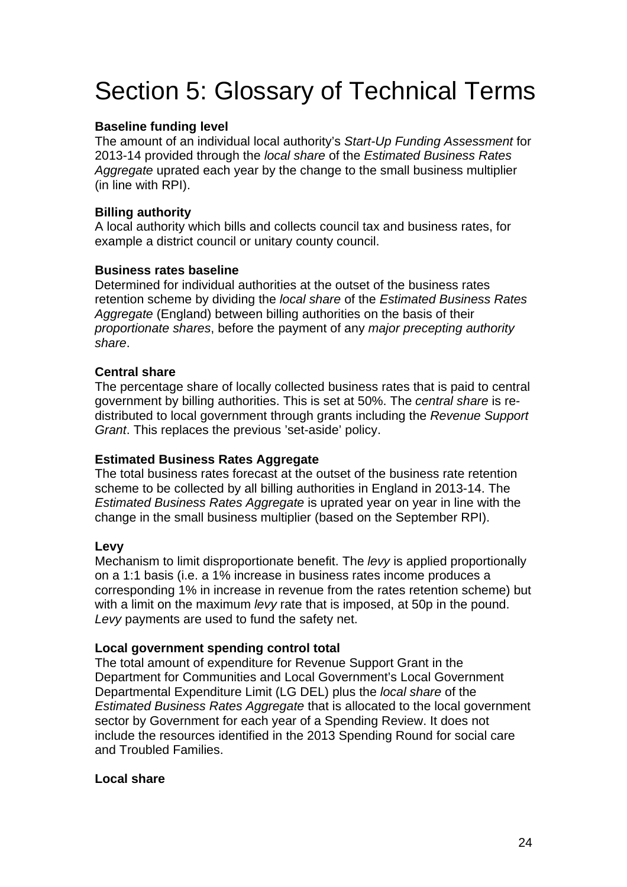# Section 5: Glossary of Technical Terms

**Baseline funding level**
The amount of an individual local authority's *Start-Up Funding Assessment* for 2013-14 provided through the *local share* of the *Estimated Business Rates Aggregate* uprated each year by the change to the small business multiplier (in line with RPI).

**Billing authority**
A local authority which bills and collects council tax and business rates, for example a district council or unitary county council.

**Business rates baseline**
Determined for individual authorities at the outset of the business rates retention scheme by dividing the *local share* of the *Estimated Business Rates Aggregate* (England) between billing authorities on the basis of their *proportionate shares*, before the payment of any *major precepting authority share*.

**Central share**
The percentage share of locally collected business rates that is paid to central government by billing authorities. This is set at 50%. The *central share* is re-distributed to local government through grants including the *Revenue Support Grant*. This replaces the previous 'set-aside' policy.

**Estimated Business Rates Aggregate**
The total business rates forecast at the outset of the business rate retention scheme to be collected by all billing authorities in England in 2013-14. The *Estimated Business Rates Aggregate* is uprated year on year in line with the change in the small business multiplier (based on the September RPI).

**Levy**
Mechanism to limit disproportionate benefit. The *levy* is applied proportionally on a 1:1 basis (i.e. a 1% increase in business rates income produces a corresponding 1% in increase in revenue from the rates retention scheme) but with a limit on the maximum *levy* rate that is imposed, at 50p in the pound. *Levy* payments are used to fund the safety net.

**Local government spending control total**
The total amount of expenditure for Revenue Support Grant in the Department for Communities and Local Government's Local Government Departmental Expenditure Limit (LG DEL) plus the *local share* of the *Estimated Business Rates Aggregate* that is allocated to the local government sector by Government for each year of a Spending Review. It does not include the resources identified in the 2013 Spending Round for social care and Troubled Families.

**Local share**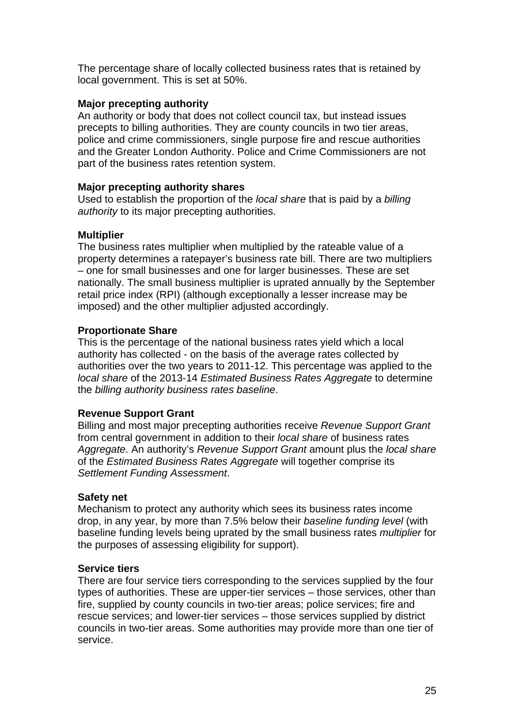The percentage share of locally collected business rates that is retained by local government. This is set at 50%.

**Major precepting authority**
An authority or body that does not collect council tax, but instead issues precepts to billing authorities. They are county councils in two tier areas, police and crime commissioners, single purpose fire and rescue authorities and the Greater London Authority. Police and Crime Commissioners are not part of the business rates retention system.

**Major precepting authority shares**
Used to establish the proportion of the *local share* that is paid by a *billing authority* to its major precepting authorities.

**Multiplier**
The business rates multiplier when multiplied by the rateable value of a property determines a ratepayer's business rate bill. There are two multipliers – one for small businesses and one for larger businesses. These are set nationally. The small business multiplier is uprated annually by the September retail price index (RPI) (although exceptionally a lesser increase may be imposed) and the other multiplier adjusted accordingly.

**Proportionate Share**
This is the percentage of the national business rates yield which a local authority has collected - on the basis of the average rates collected by authorities over the two years to 2011-12. This percentage was applied to the *local share* of the 2013-14 *Estimated Business Rates Aggregate* to determine the *billing authority business rates baseline*.

**Revenue Support Grant**
Billing and most major precepting authorities receive *Revenue Support Grant* from central government in addition to their *local share* of business rates *Aggregate*. An authority's *Revenue Support Grant* amount plus the *local share* of the *Estimated Business Rates Aggregate* will together comprise its *Settlement Funding Assessment*.

**Safety net**
Mechanism to protect any authority which sees its business rates income drop, in any year, by more than 7.5% below their *baseline funding level* (with baseline funding levels being uprated by the small business rates *multiplier* for the purposes of assessing eligibility for support).

**Service tiers**
There are four service tiers corresponding to the services supplied by the four types of authorities. These are upper-tier services – those services, other than fire, supplied by county councils in two-tier areas; police services; fire and rescue services; and lower-tier services – those services supplied by district councils in two-tier areas. Some authorities may provide more than one tier of service.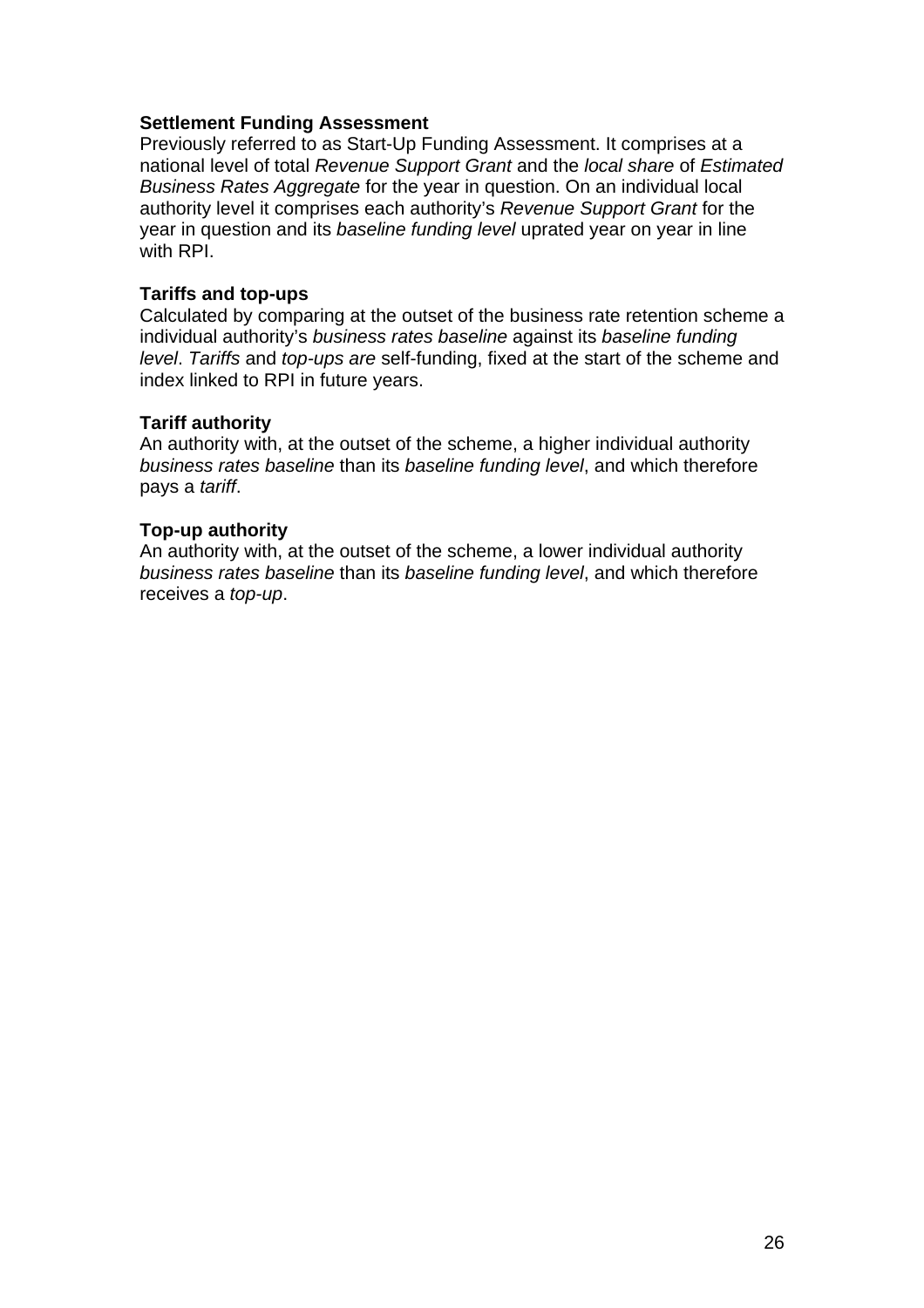**Settlement Funding Assessment**
Previously referred to as Start-Up Funding Assessment. It comprises at a national level of total *Revenue Support Grant* and the *local share* of *Estimated Business Rates Aggregate* for the year in question. On an individual local authority level it comprises each authority's *Revenue Support Grant* for the year in question and its *baseline funding level* uprated year on year in line with RPI.

**Tariffs and top-ups**
Calculated by comparing at the outset of the business rate retention scheme a individual authority's *business rates baseline* against its *baseline funding level*. *Tariffs* and *top-ups are* self-funding, fixed at the start of the scheme and index linked to RPI in future years.

**Tariff authority**
An authority with, at the outset of the scheme, a higher individual authority *business rates baseline* than its *baseline funding level*, and which therefore pays a *tariff*.

**Top-up authority**
An authority with, at the outset of the scheme, a lower individual authority *business rates baseline* than its *baseline funding level*, and which therefore receives a *top-up*.